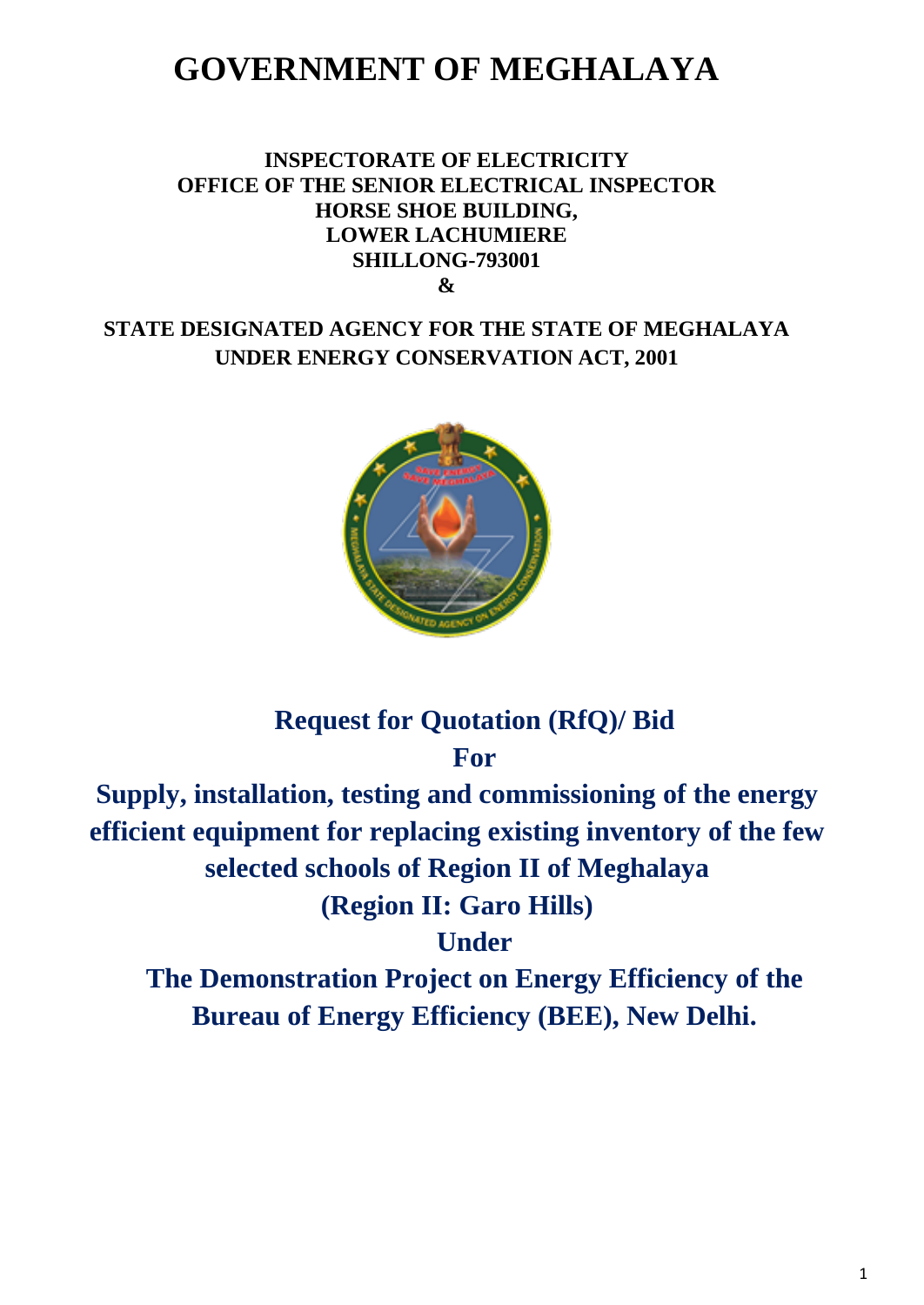# GOVERNMENT OF MEGHALAYA

**INSPECTORATE OF ELECTRICITY**
**OFFICE OF THE SENIOR ELECTRICAL INSPECTOR**
**HORSE SHOE BUILDING,**
**LOWER LACHUMIERE**
**SHILLONG-793001**
**&**

**STATE DESIGNATED AGENCY FOR THE STATE OF MEGHALAYA**
**UNDER ENERGY CONSERVATION ACT, 2001**

## Request for Quotation (RfQ)/ Bid
## For
## Supply, installation, testing and commissioning of the energy efficient equipment for replacing existing inventory of the few selected schools of Region II of Meghalaya
## (Region II: Garo Hills)
## Under
## The Demonstration Project on Energy Efficiency of the Bureau of Energy Efficiency (BEE), New Delhi.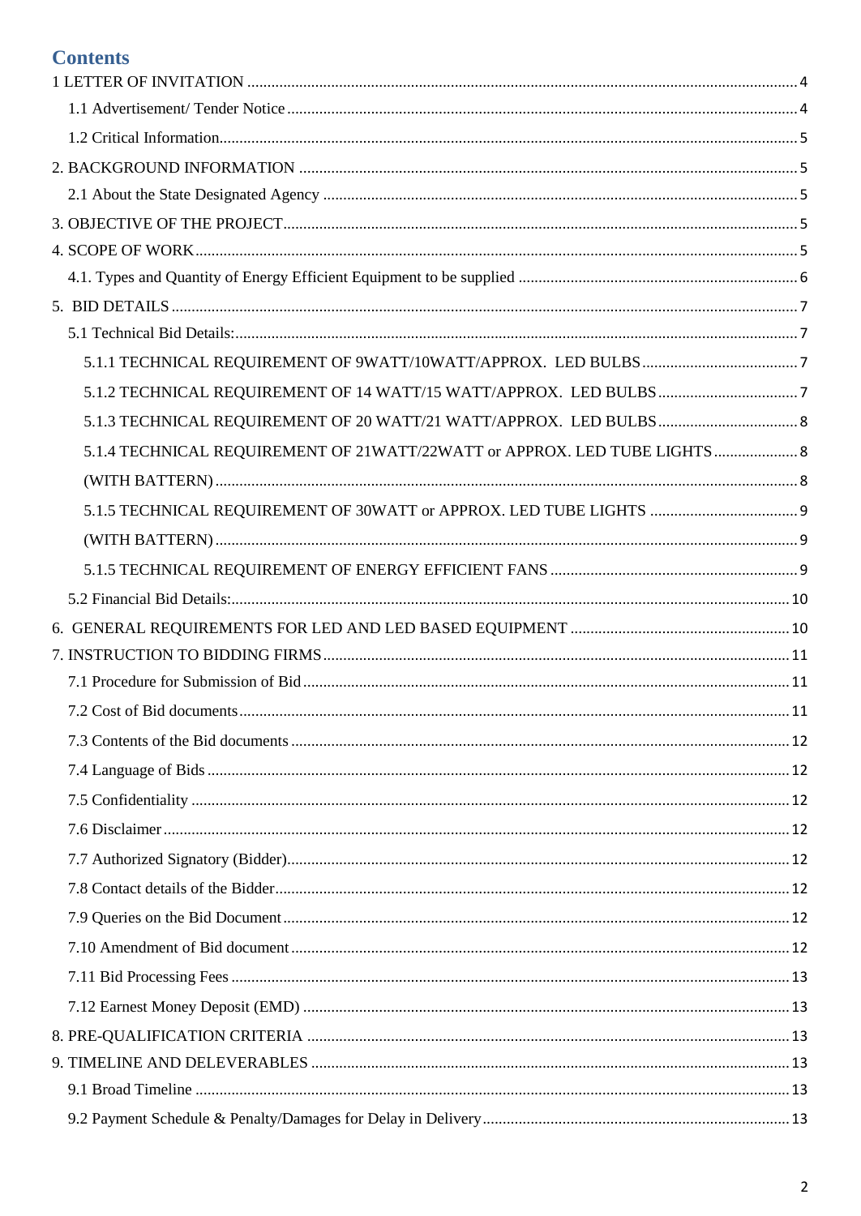# Contents

1 LETTER OF INVITATION ........................................................................................................................ 4

- 1.1 Advertisement/ Tender Notice .......................................................................................................... 4
- 1.2 Critical Information.......................................................................................................................... 5

2. BACKGROUND INFORMATION ........................................................................................................ 5

- 2.1 About the State Designated Agency ................................................................................................. 5

3. OBJECTIVE OF THE PROJECT............................................................................................................. 5

4. SCOPE OF WORK.................................................................................................................................. 5

- 4.1. Types and Quantity of Energy Efficient Equipment to be supplied .................................................. 6

5. BID DETAILS ........................................................................................................................................ 7

- 5.1 Technical Bid Details:....................................................................................................................... 7
  - 5.1.1 TECHNICAL REQUIREMENT OF 9WATT/10WATT/APPROX. LED BULBS ...................................... 7
  - 5.1.2 TECHNICAL REQUIREMENT OF 14 WATT/15 WATT/APPROX. LED BULBS ................................... 7
  - 5.1.3 TECHNICAL REQUIREMENT OF 20 WATT/21 WATT/APPROX. LED BULBS ................................... 8
  - 5.1.4 TECHNICAL REQUIREMENT OF 21WATT/22WATT or APPROX. LED TUBE LIGHTS ..................... 8
  - (WITH BATTERN) ............................................................................................................................... 8
  - 5.1.5 TECHNICAL REQUIREMENT OF 30WATT or APPROX. LED TUBE LIGHTS .................................... 9
  - (WITH BATTERN) ............................................................................................................................... 9
  - 5.1.5 TECHNICAL REQUIREMENT OF ENERGY EFFICIENT FANS ........................................................... 9
- 5.2 Financial Bid Details:........................................................................................................................ 10

6. GENERAL REQUIREMENTS FOR LED AND LED BASED EQUIPMENT ..................................................... 10

7. INSTRUCTION TO BIDDING FIRMS .................................................................................................... 11

- 7.1 Procedure for Submission of Bid ...................................................................................................... 11
- 7.2 Cost of Bid documents ..................................................................................................................... 11
- 7.3 Contents of the Bid documents ........................................................................................................ 12
- 7.4 Language of Bids ............................................................................................................................. 12
- 7.5 Confidentiality ................................................................................................................................. 12
- 7.6 Disclaimer ........................................................................................................................................ 12
- 7.7 Authorized Signatory (Bidder)........................................................................................................... 12
- 7.8 Contact details of the Bidder ............................................................................................................ 12
- 7.9 Queries on the Bid Document ........................................................................................................... 12
- 7.10 Amendment of Bid document .......................................................................................................... 12
- 7.11 Bid Processing Fees ........................................................................................................................ 13
- 7.12 Earnest Money Deposit (EMD) ........................................................................................................ 13

8. PRE-QUALIFICATION CRITERIA ........................................................................................................ 13

9. TIMELINE AND DELEVERABLES ....................................................................................................... 13

- 9.1 Broad Timeline ................................................................................................................................. 13
- 9.2 Payment Schedule & Penalty/Damages for Delay in Delivery............................................................ 13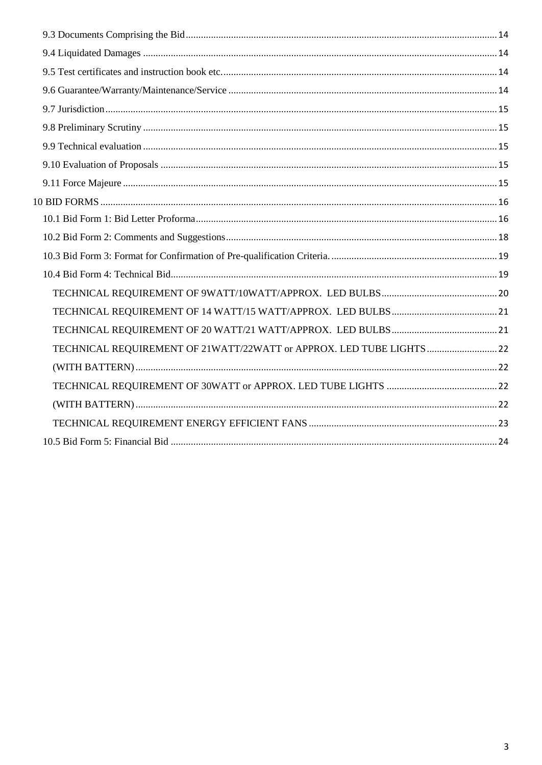9.3 Documents Comprising the Bid ..... 14

9.4 Liquidated Damages ..... 14

9.5 Test certificates and instruction book etc. ..... 14

9.6 Guarantee/Warranty/Maintenance/Service ..... 14

9.7 Jurisdiction ..... 15

9.8 Preliminary Scrutiny ..... 15

9.9 Technical evaluation ..... 15

9.10 Evaluation of Proposals ..... 15

9.11 Force Majeure ..... 15

10 BID FORMS ..... 16

10.1 Bid Form 1: Bid Letter Proforma ..... 16

10.2 Bid Form 2: Comments and Suggestions ..... 18

10.3 Bid Form 3: Format for Confirmation of Pre-qualification Criteria. ..... 19

10.4 Bid Form 4: Technical Bid ..... 19

TECHNICAL REQUIREMENT OF 9WATT/10WATT/APPROX. LED BULBS ..... 20

TECHNICAL REQUIREMENT OF 14 WATT/15 WATT/APPROX. LED BULBS ..... 21

TECHNICAL REQUIREMENT OF 20 WATT/21 WATT/APPROX. LED BULBS ..... 21

TECHNICAL REQUIREMENT OF 21WATT/22WATT or APPROX. LED TUBE LIGHTS ..... 22

(WITH BATTERN) ..... 22

TECHNICAL REQUIREMENT OF 30WATT or APPROX. LED TUBE LIGHTS ..... 22

(WITH BATTERN) ..... 22

TECHNICAL REQUIREMENT ENERGY EFFICIENT FANS ..... 23

10.5 Bid Form 5: Financial Bid ..... 24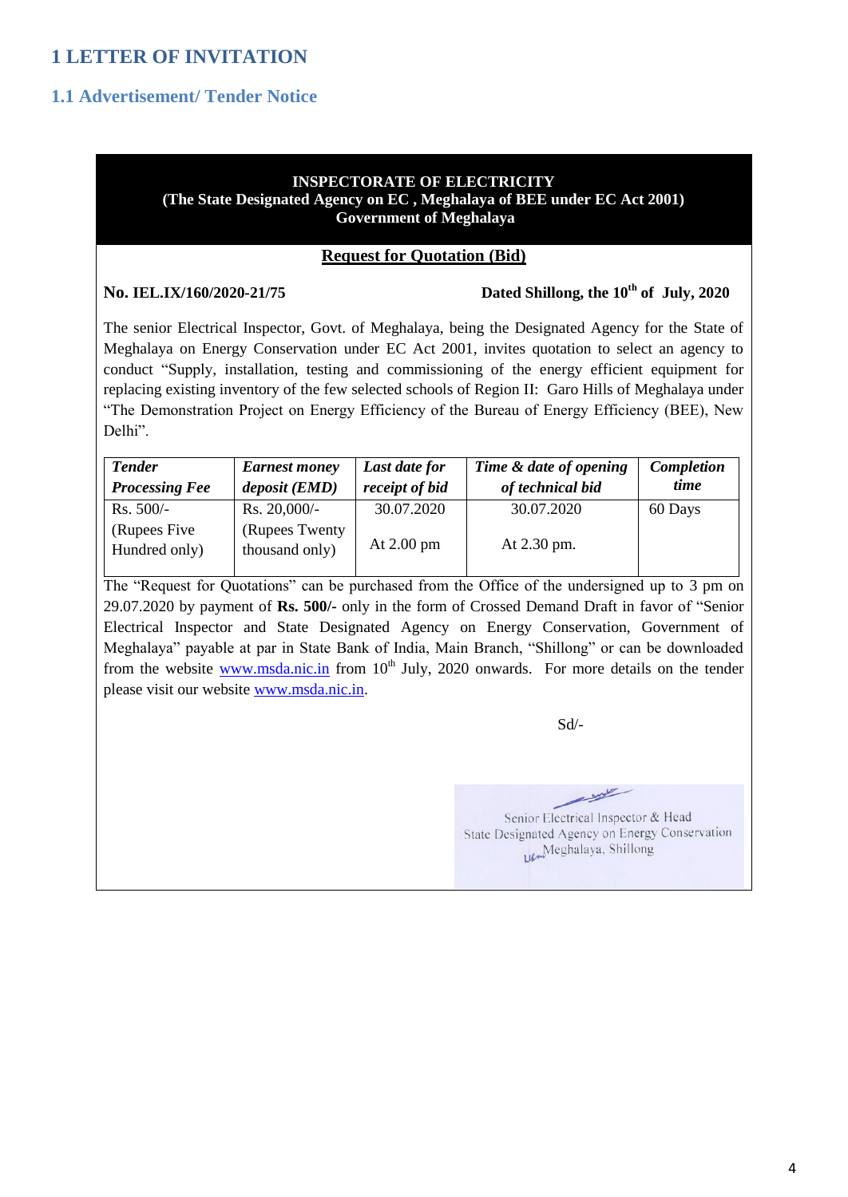# 1 LETTER OF INVITATION

## 1.1 Advertisement/ Tender Notice

**INSPECTORATE OF ELECTRICITY**
**(The State Designated Agency on EC , Meghalaya of BEE under EC Act 2001)**
**Government of Meghalaya**

**Request for Quotation (Bid)**

**No. IEL.IX/160/2020-21/75** **Dated Shillong, the 10th of July, 2020**

The senior Electrical Inspector, Govt. of Meghalaya, being the Designated Agency for the State of Meghalaya on Energy Conservation under EC Act 2001, invites quotation to select an agency to conduct "Supply, installation, testing and commissioning of the energy efficient equipment for replacing existing inventory of the few selected schools of Region II: Garo Hills of Meghalaya under "The Demonstration Project on Energy Efficiency of the Bureau of Energy Efficiency (BEE), New Delhi".

| ***Tender Processing Fee*** | ***Earnest money deposit (EMD)*** | ***Last date for receipt of bid*** | ***Time & date of opening of technical bid*** | ***Completion time*** |
|---|---|---|---|---|
| Rs. 500/- (Rupees Five Hundred only) | Rs. 20,000/- (Rupees Twenty thousand only) | 30.07.2020 At 2.00 pm | 30.07.2020 At 2.30 pm. | 60 Days |

The "Request for Quotations" can be purchased from the Office of the undersigned up to 3 pm on 29.07.2020 by payment of **Rs. 500/-** only in the form of Crossed Demand Draft in favor of "Senior Electrical Inspector and State Designated Agency on Energy Conservation, Government of Meghalaya" payable at par in State Bank of India, Main Branch, "Shillong" or can be downloaded from the website www.msda.nic.in from 10th July, 2020 onwards. For more details on the tender please visit our website www.msda.nic.in.

Sd/-

Senior Electrical Inspector & Head
State Designated Agency on Energy Conservation
Meghalaya, Shillong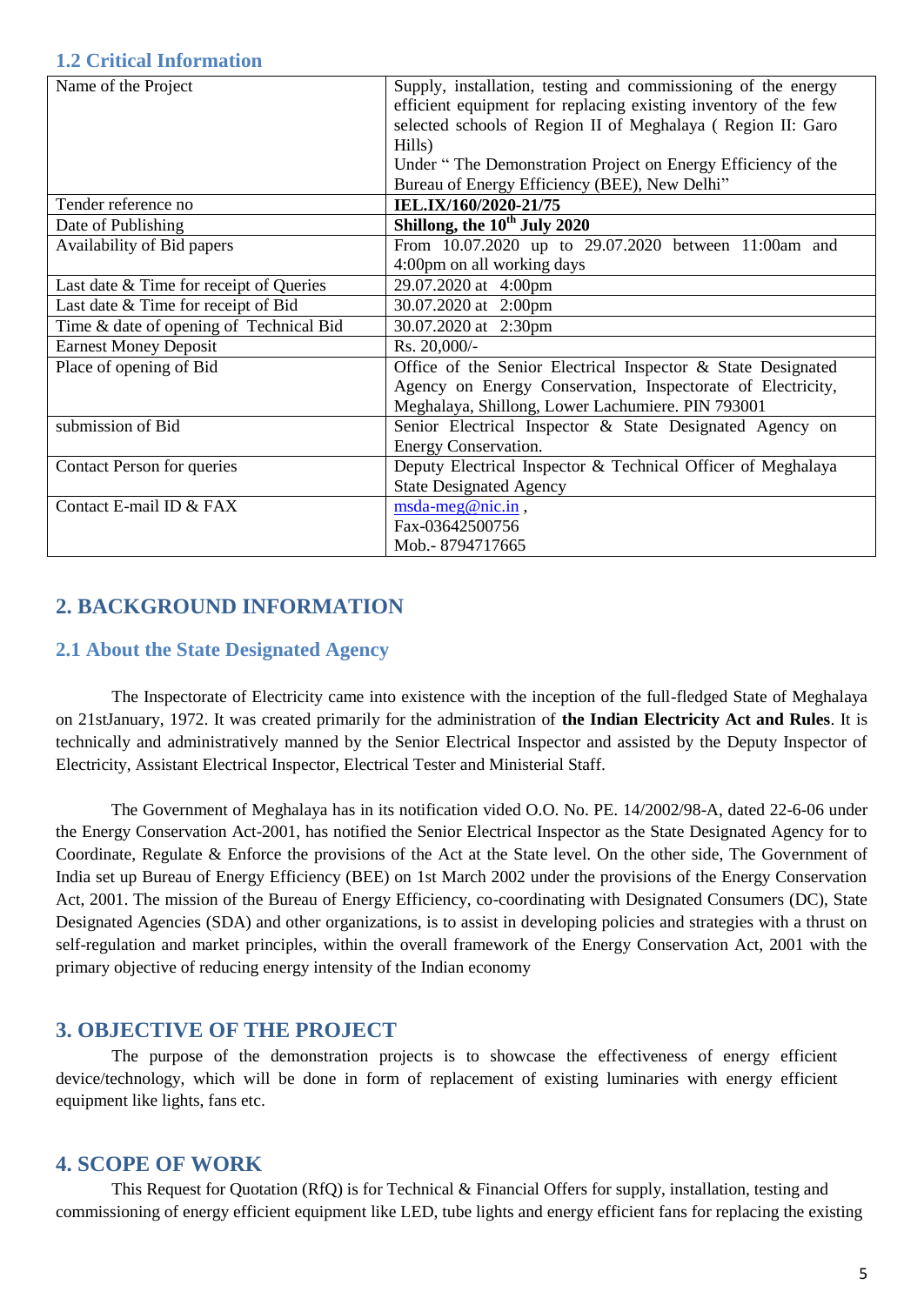## 1.2 Critical Information

| | |
|---|---|
| Name of the Project | Supply, installation, testing and commissioning of the energy efficient equipment for replacing existing inventory of the few selected schools of Region II of Meghalaya ( Region II: Garo Hills)<br>Under " The Demonstration Project on Energy Efficiency of the Bureau of Energy Efficiency (BEE), New Delhi" |
| Tender reference no | **IEL.IX/160/2020-21/75** |
| Date of Publishing | **Shillong, the 10th July 2020** |
| Availability of Bid papers | From 10.07.2020 up to 29.07.2020 between 11:00am and 4:00pm on all working days |
| Last date & Time for receipt of Queries | 29.07.2020 at 4:00pm |
| Last date & Time for receipt of Bid | 30.07.2020 at 2:00pm |
| Time & date of opening of Technical Bid | 30.07.2020 at 2:30pm |
| Earnest Money Deposit | Rs. 20,000/- |
| Place of opening of Bid | Office of the Senior Electrical Inspector & State Designated Agency on Energy Conservation, Inspectorate of Electricity, Meghalaya, Shillong, Lower Lachumiere. PIN 793001 |
| submission of Bid | Senior Electrical Inspector & State Designated Agency on Energy Conservation. |
| Contact Person for queries | Deputy Electrical Inspector & Technical Officer of Meghalaya State Designated Agency |
| Contact E-mail ID & FAX | msda-meg@nic.in ,<br>Fax-03642500756<br>Mob.- 8794717665 |

# 2. BACKGROUND INFORMATION

## 2.1 About the State Designated Agency

The Inspectorate of Electricity came into existence with the inception of the full-fledged State of Meghalaya on 21stJanuary, 1972. It was created primarily for the administration of **the Indian Electricity Act and Rules**. It is technically and administratively manned by the Senior Electrical Inspector and assisted by the Deputy Inspector of Electricity, Assistant Electrical Inspector, Electrical Tester and Ministerial Staff.

The Government of Meghalaya has in its notification vided O.O. No. PE. 14/2002/98-A, dated 22-6-06 under the Energy Conservation Act-2001, has notified the Senior Electrical Inspector as the State Designated Agency for to Coordinate, Regulate & Enforce the provisions of the Act at the State level. On the other side, The Government of India set up Bureau of Energy Efficiency (BEE) on 1st March 2002 under the provisions of the Energy Conservation Act, 2001. The mission of the Bureau of Energy Efficiency, co-coordinating with Designated Consumers (DC), State Designated Agencies (SDA) and other organizations, is to assist in developing policies and strategies with a thrust on self-regulation and market principles, within the overall framework of the Energy Conservation Act, 2001 with the primary objective of reducing energy intensity of the Indian economy

# 3. OBJECTIVE OF THE PROJECT

The purpose of the demonstration projects is to showcase the effectiveness of energy efficient device/technology, which will be done in form of replacement of existing luminaries with energy efficient equipment like lights, fans etc.

# 4. SCOPE OF WORK

This Request for Quotation (RfQ) is for Technical & Financial Offers for supply, installation, testing and commissioning of energy efficient equipment like LED, tube lights and energy efficient fans for replacing the existing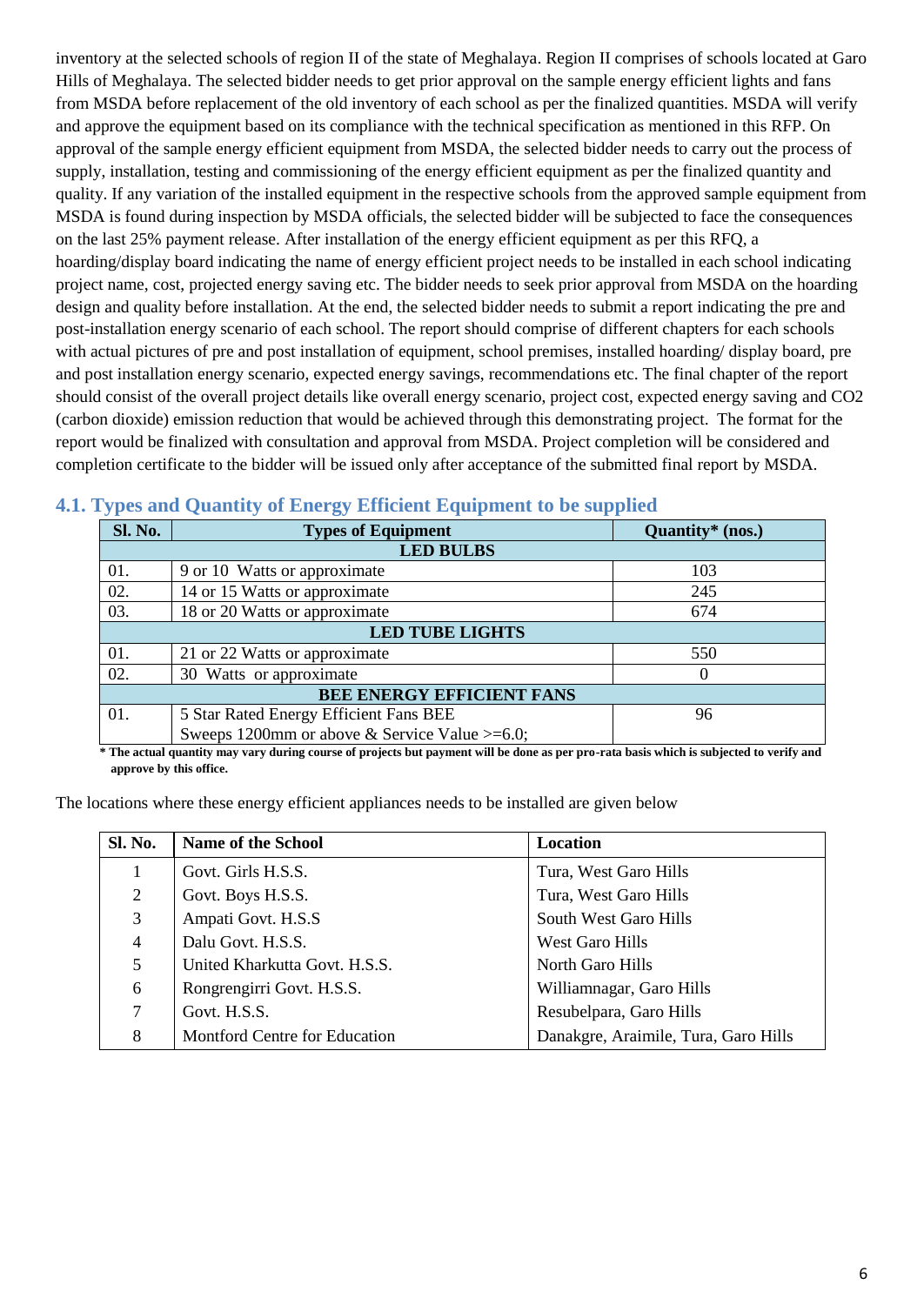inventory at the selected schools of region II of the state of Meghalaya. Region II comprises of schools located at Garo Hills of Meghalaya. The selected bidder needs to get prior approval on the sample energy efficient lights and fans from MSDA before replacement of the old inventory of each school as per the finalized quantities. MSDA will verify and approve the equipment based on its compliance with the technical specification as mentioned in this RFP. On approval of the sample energy efficient equipment from MSDA, the selected bidder needs to carry out the process of supply, installation, testing and commissioning of the energy efficient equipment as per the finalized quantity and quality. If any variation of the installed equipment in the respective schools from the approved sample equipment from MSDA is found during inspection by MSDA officials, the selected bidder will be subjected to face the consequences on the last 25% payment release. After installation of the energy efficient equipment as per this RFQ, a hoarding/display board indicating the name of energy efficient project needs to be installed in each school indicating project name, cost, projected energy saving etc. The bidder needs to seek prior approval from MSDA on the hoarding design and quality before installation. At the end, the selected bidder needs to submit a report indicating the pre and post-installation energy scenario of each school. The report should comprise of different chapters for each schools with actual pictures of pre and post installation of equipment, school premises, installed hoarding/ display board, pre and post installation energy scenario, expected energy savings, recommendations etc. The final chapter of the report should consist of the overall project details like overall energy scenario, project cost, expected energy saving and $CO_2$ (carbon dioxide) emission reduction that would be achieved through this demonstrating project. The format for the report would be finalized with consultation and approval from MSDA. Project completion will be considered and completion certificate to the bidder will be issued only after acceptance of the submitted final report by MSDA.

## 4.1. Types and Quantity of Energy Efficient Equipment to be supplied

| Sl. No. | Types of Equipment | Quantity* (nos.) |
|---|---|---|
| **LED BULBS** | | |
| 01. | 9 or 10 Watts or approximate | 103 |
| 02. | 14 or 15 Watts or approximate | 245 |
| 03. | 18 or 20 Watts or approximate | 674 |
| **LED TUBE LIGHTS** | | |
| 01. | 21 or 22 Watts or approximate | 550 |
| 02. | 30 Watts or approximate | 0 |
| **BEE ENERGY EFFICIENT FANS** | | |
| 01. | 5 Star Rated Energy Efficient Fans BEE Sweeps 1200mm or above & Service Value >=6.0; | 96 |

**\* The actual quantity may vary during course of projects but payment will be done as per pro-rata basis which is subjected to verify and approve by this office.**

The locations where these energy efficient appliances needs to be installed are given below

| Sl. No. | Name of the School | Location |
|---|---|---|
| 1 | Govt. Girls H.S.S. | Tura, West Garo Hills |
| 2 | Govt. Boys H.S.S. | Tura, West Garo Hills |
| 3 | Ampati Govt. H.S.S | South West Garo Hills |
| 4 | Dalu Govt. H.S.S. | West Garo Hills |
| 5 | United Kharkutta Govt. H.S.S. | North Garo Hills |
| 6 | Rongrengirri Govt. H.S.S. | Williamnagar, Garo Hills |
| 7 | Govt. H.S.S. | Resubelpara, Garo Hills |
| 8 | Montford Centre for Education | Danakgre, Araimile, Tura, Garo Hills |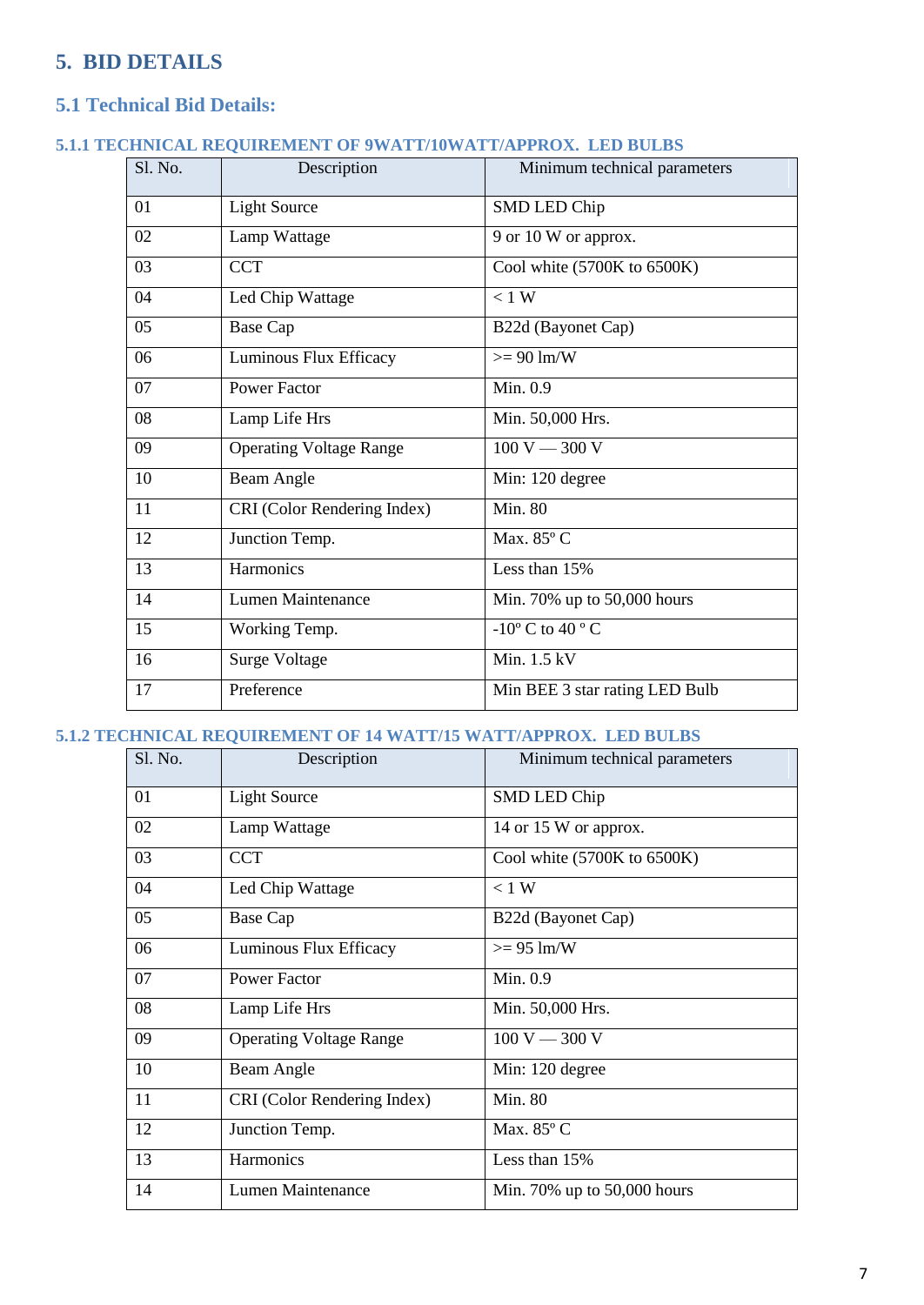## 5. BID DETAILS

### 5.1 Technical Bid Details:

#### 5.1.1 TECHNICAL REQUIREMENT OF 9WATT/10WATT/APPROX. LED BULBS

| Sl. No. | Description | Minimum technical parameters |
|---|---|---|
| 01 | Light Source | SMD LED Chip |
| 02 | Lamp Wattage | 9 or 10 W or approx. |
| 03 | CCT | Cool white (5700K to 6500K) |
| 04 | Led Chip Wattage | < 1 W |
| 05 | Base Cap | B22d (Bayonet Cap) |
| 06 | Luminous Flux Efficacy | >= 90 lm/W |
| 07 | Power Factor | Min. 0.9 |
| 08 | Lamp Life Hrs | Min. 50,000 Hrs. |
| 09 | Operating Voltage Range | 100 V — 300 V |
| 10 | Beam Angle | Min: 120 degree |
| 11 | CRI (Color Rendering Index) | Min. 80 |
| 12 | Junction Temp. | Max. 85º C |
| 13 | Harmonics | Less than 15% |
| 14 | Lumen Maintenance | Min. 70% up to 50,000 hours |
| 15 | Working Temp. | -10º C to 40 º C |
| 16 | Surge Voltage | Min. 1.5 kV |
| 17 | Preference | Min BEE 3 star rating LED Bulb |

#### 5.1.2 TECHNICAL REQUIREMENT OF 14 WATT/15 WATT/APPROX. LED BULBS

| Sl. No. | Description | Minimum technical parameters |
|---|---|---|
| 01 | Light Source | SMD LED Chip |
| 02 | Lamp Wattage | 14 or 15 W or approx. |
| 03 | CCT | Cool white (5700K to 6500K) |
| 04 | Led Chip Wattage | < 1 W |
| 05 | Base Cap | B22d (Bayonet Cap) |
| 06 | Luminous Flux Efficacy | >= 95 lm/W |
| 07 | Power Factor | Min. 0.9 |
| 08 | Lamp Life Hrs | Min. 50,000 Hrs. |
| 09 | Operating Voltage Range | 100 V — 300 V |
| 10 | Beam Angle | Min: 120 degree |
| 11 | CRI (Color Rendering Index) | Min. 80 |
| 12 | Junction Temp. | Max. 85º C |
| 13 | Harmonics | Less than 15% |
| 14 | Lumen Maintenance | Min. 70% up to 50,000 hours |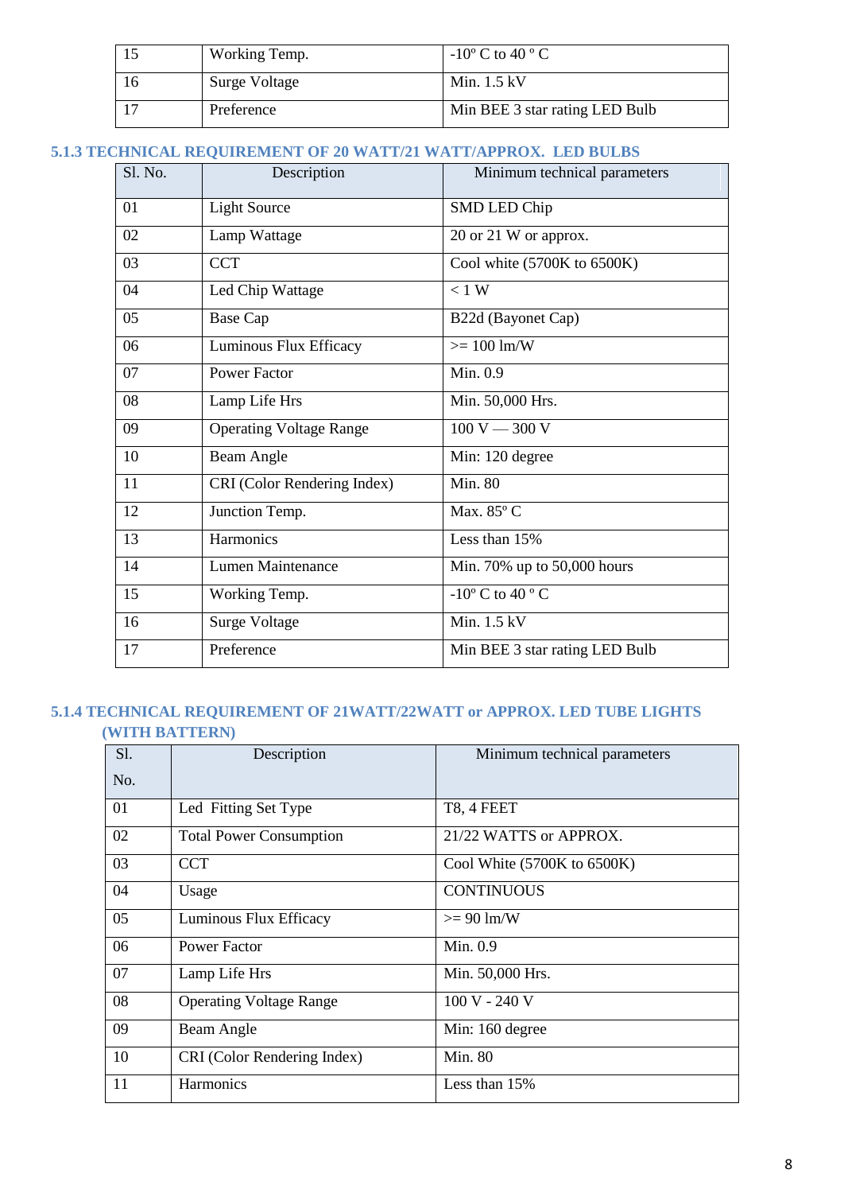| 15 | Working Temp. | -10º C to 40 º C |
|---|---|---|
| 16 | Surge Voltage | Min. 1.5 kV |
| 17 | Preference | Min BEE 3 star rating LED Bulb |

### 5.1.3 TECHNICAL REQUIREMENT OF 20 WATT/21 WATT/APPROX. LED BULBS

| Sl. No. | Description | Minimum technical parameters |
|---|---|---|
| 01 | Light Source | SMD LED Chip |
| 02 | Lamp Wattage | 20 or 21 W or approx. |
| 03 | CCT | Cool white (5700K to 6500K) |
| 04 | Led Chip Wattage | < 1 W |
| 05 | Base Cap | B22d (Bayonet Cap) |
| 06 | Luminous Flux Efficacy | >= 100 lm/W |
| 07 | Power Factor | Min. 0.9 |
| 08 | Lamp Life Hrs | Min. 50,000 Hrs. |
| 09 | Operating Voltage Range | 100 V — 300 V |
| 10 | Beam Angle | Min: 120 degree |
| 11 | CRI (Color Rendering Index) | Min. 80 |
| 12 | Junction Temp. | Max. 85º C |
| 13 | Harmonics | Less than 15% |
| 14 | Lumen Maintenance | Min. 70% up to 50,000 hours |
| 15 | Working Temp. | -10º C to 40 º C |
| 16 | Surge Voltage | Min. 1.5 kV |
| 17 | Preference | Min BEE 3 star rating LED Bulb |

### 5.1.4 TECHNICAL REQUIREMENT OF 21WATT/22WATT or APPROX. LED TUBE LIGHTS (WITH BATTERN)

| Sl. No. | Description | Minimum technical parameters |
|---|---|---|
| 01 | Led Fitting Set Type | T8, 4 FEET |
| 02 | Total Power Consumption | 21/22 WATTS or APPROX. |
| 03 | CCT | Cool White (5700K to 6500K) |
| 04 | Usage | CONTINUOUS |
| 05 | Luminous Flux Efficacy | >= 90 lm/W |
| 06 | Power Factor | Min. 0.9 |
| 07 | Lamp Life Hrs | Min. 50,000 Hrs. |
| 08 | Operating Voltage Range | 100 V - 240 V |
| 09 | Beam Angle | Min: 160 degree |
| 10 | CRI (Color Rendering Index) | Min. 80 |
| 11 | Harmonics | Less than 15% |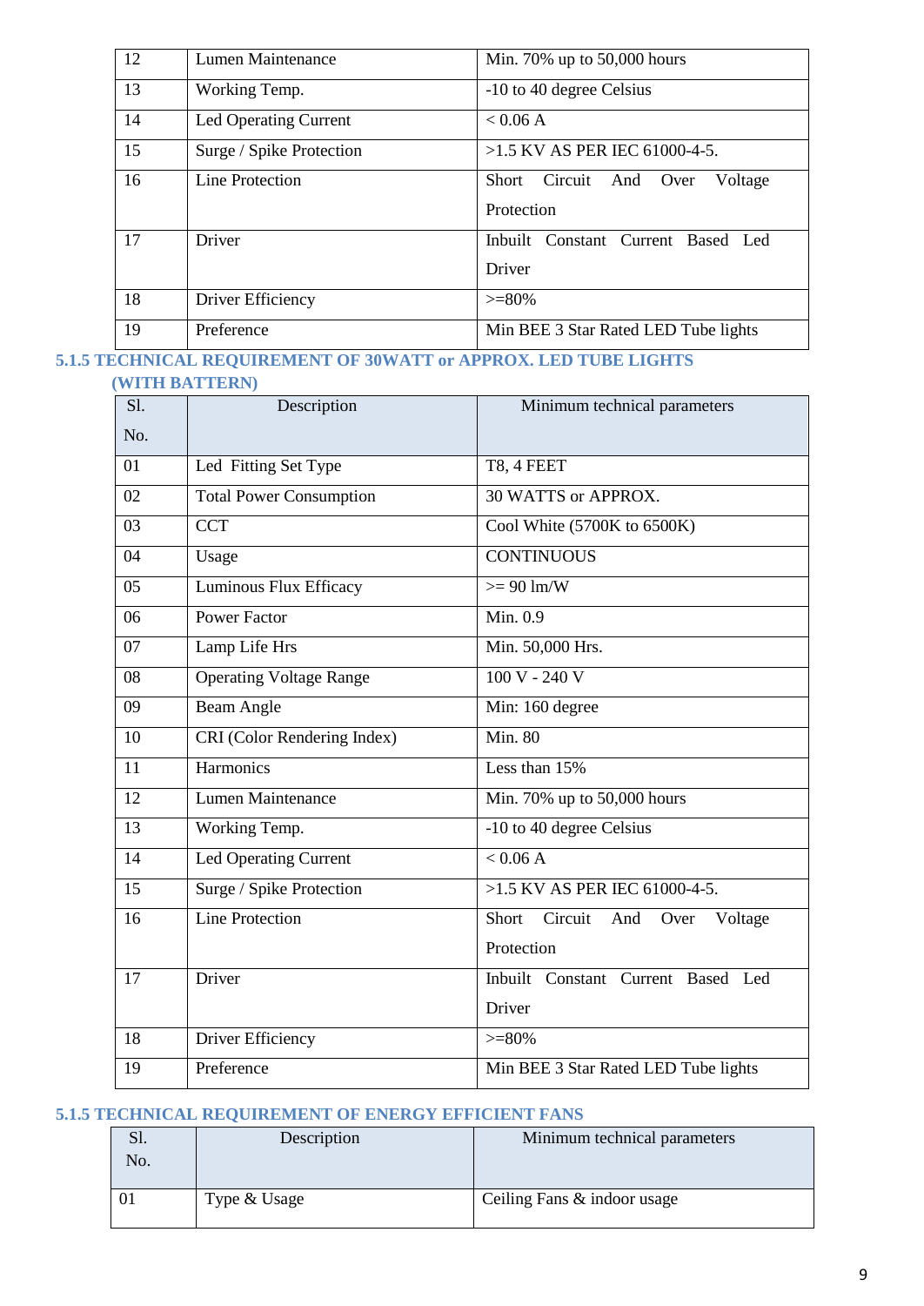| 12 | Lumen Maintenance | Min. 70% up to 50,000 hours |
|---|---|---|
| 13 | Working Temp. | -10 to 40 degree Celsius |
| 14 | Led Operating Current | < 0.06 A |
| 15 | Surge / Spike Protection | >1.5 KV AS PER IEC 61000-4-5. |
| 16 | Line Protection | Short Circuit And Over Voltage Protection |
| 17 | Driver | Inbuilt Constant Current Based Led Driver |
| 18 | Driver Efficiency | >=80% |
| 19 | Preference | Min BEE 3 Star Rated LED Tube lights |

### 5.1.5 TECHNICAL REQUIREMENT OF 30WATT or APPROX. LED TUBE LIGHTS (WITH BATTERN)

| Sl. No. | Description | Minimum technical parameters |
|---|---|---|
| 01 | Led Fitting Set Type | T8, 4 FEET |
| 02 | Total Power Consumption | 30 WATTS or APPROX. |
| 03 | CCT | Cool White (5700K to 6500K) |
| 04 | Usage | CONTINUOUS |
| 05 | Luminous Flux Efficacy | >= 90 lm/W |
| 06 | Power Factor | Min. 0.9 |
| 07 | Lamp Life Hrs | Min. 50,000 Hrs. |
| 08 | Operating Voltage Range | 100 V - 240 V |
| 09 | Beam Angle | Min: 160 degree |
| 10 | CRI (Color Rendering Index) | Min. 80 |
| 11 | Harmonics | Less than 15% |
| 12 | Lumen Maintenance | Min. 70% up to 50,000 hours |
| 13 | Working Temp. | -10 to 40 degree Celsius |
| 14 | Led Operating Current | < 0.06 A |
| 15 | Surge / Spike Protection | >1.5 KV AS PER IEC 61000-4-5. |
| 16 | Line Protection | Short Circuit And Over Voltage Protection |
| 17 | Driver | Inbuilt Constant Current Based Led Driver |
| 18 | Driver Efficiency | >=80% |
| 19 | Preference | Min BEE 3 Star Rated LED Tube lights |

### 5.1.5 TECHNICAL REQUIREMENT OF ENERGY EFFICIENT FANS

| Sl. No. | Description | Minimum technical parameters |
|---|---|---|
| 01 | Type & Usage | Ceiling Fans & indoor usage |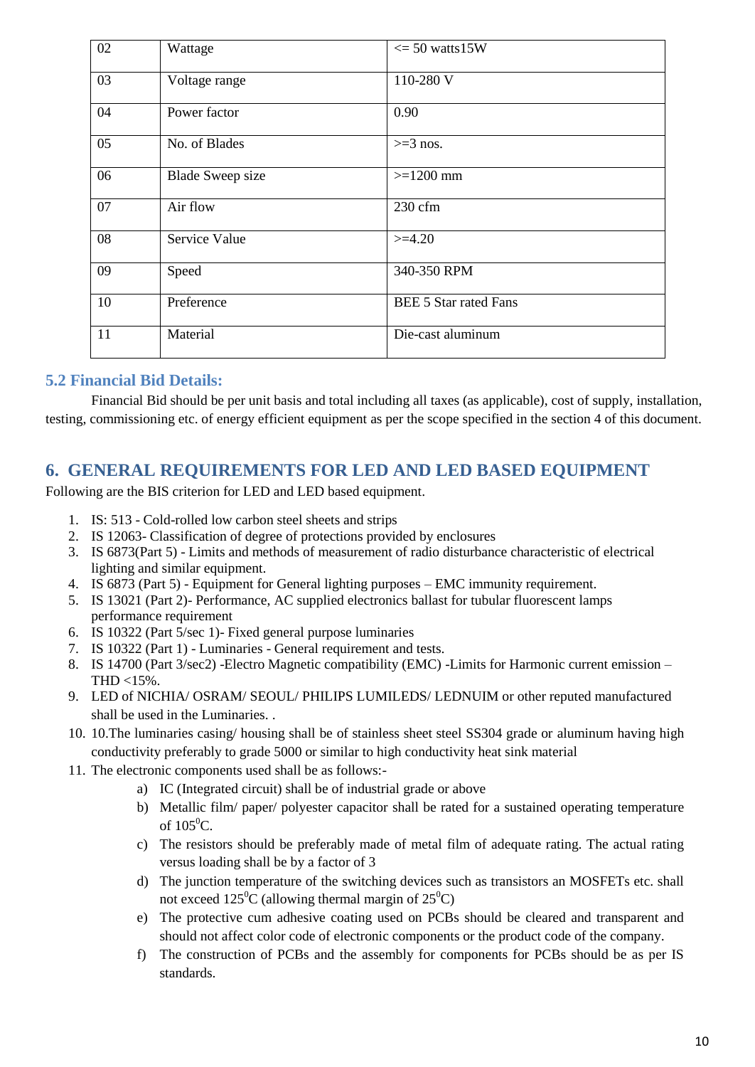| | | |
|---|---|---|
| 02 | Wattage | <= 50 watts15W |
| 03 | Voltage range | 110-280 V |
| 04 | Power factor | 0.90 |
| 05 | No. of Blades | >=3 nos. |
| 06 | Blade Sweep size | >=1200 mm |
| 07 | Air flow | 230 cfm |
| 08 | Service Value | >=4.20 |
| 09 | Speed | 340-350 RPM |
| 10 | Preference | BEE 5 Star rated Fans |
| 11 | Material | Die-cast aluminum |

### 5.2 Financial Bid Details:

Financial Bid should be per unit basis and total including all taxes (as applicable), cost of supply, installation, testing, commissioning etc. of energy efficient equipment as per the scope specified in the section 4 of this document.

## 6. GENERAL REQUIREMENTS FOR LED AND LED BASED EQUIPMENT

Following are the BIS criterion for LED and LED based equipment.

1. IS: 513 - Cold-rolled low carbon steel sheets and strips
2. IS 12063- Classification of degree of protections provided by enclosures
3. IS 6873(Part 5) - Limits and methods of measurement of radio disturbance characteristic of electrical lighting and similar equipment.
4. IS 6873 (Part 5) - Equipment for General lighting purposes – EMC immunity requirement.
5. IS 13021 (Part 2)- Performance, AC supplied electronics ballast for tubular fluorescent lamps performance requirement
6. IS 10322 (Part 5/sec 1)- Fixed general purpose luminaries
7. IS 10322 (Part 1) - Luminaries - General requirement and tests.
8. IS 14700 (Part 3/sec2) -Electro Magnetic compatibility (EMC) -Limits for Harmonic current emission – THD <15%.
9. LED of NICHIA/ OSRAM/ SEOUL/ PHILIPS LUMILEDS/ LEDNUIM or other reputed manufactured shall be used in the Luminaries. .
10. 10.The luminaries casing/ housing shall be of stainless sheet steel SS304 grade or aluminum having high conductivity preferably to grade 5000 or similar to high conductivity heat sink material
11. The electronic components used shall be as follows:-
    a) IC (Integrated circuit) shall be of industrial grade or above
    b) Metallic film/ paper/ polyester capacitor shall be rated for a sustained operating temperature of $105^0$C.
    c) The resistors should be preferably made of metal film of adequate rating. The actual rating versus loading shall be by a factor of 3
    d) The junction temperature of the switching devices such as transistors an MOSFETs etc. shall not exceed $125^0$C (allowing thermal margin of $25^0$C)
    e) The protective cum adhesive coating used on PCBs should be cleared and transparent and should not affect color code of electronic components or the product code of the company.
    f) The construction of PCBs and the assembly for components for PCBs should be as per IS standards.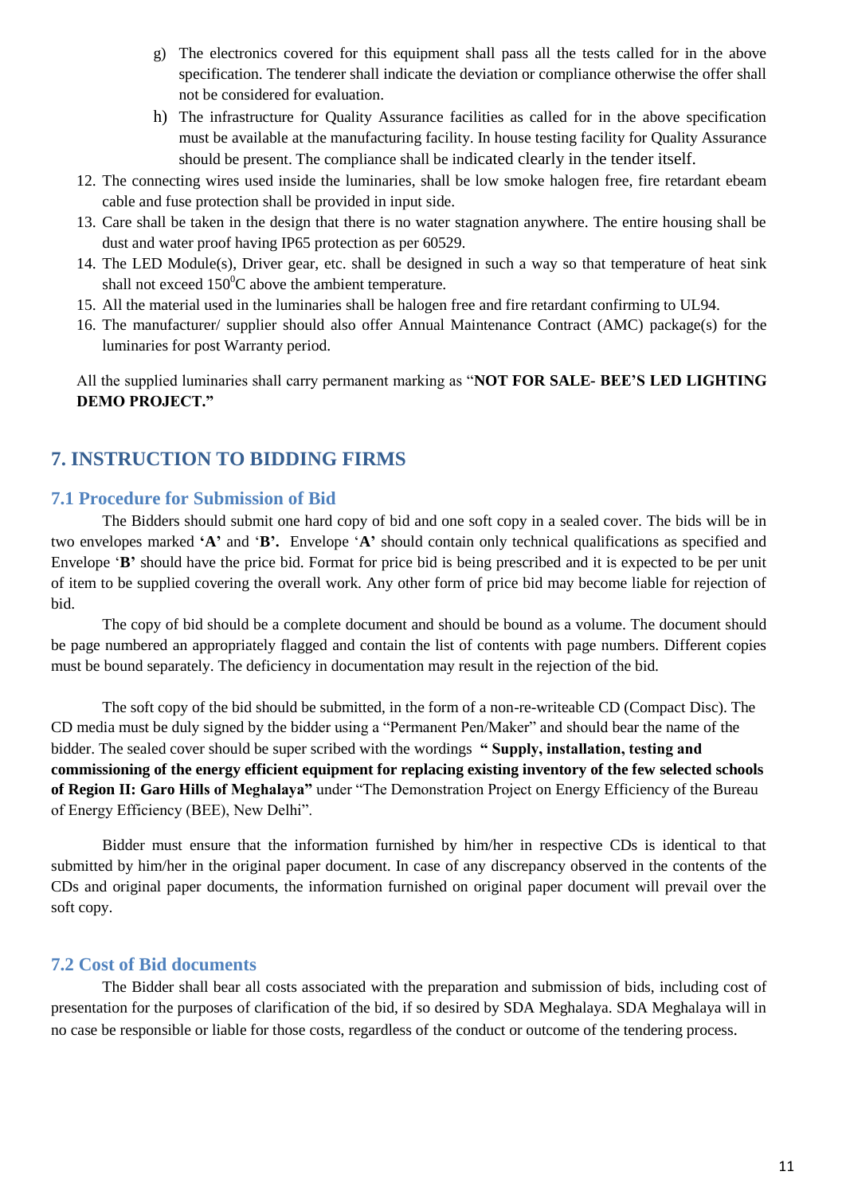g) The electronics covered for this equipment shall pass all the tests called for in the above specification. The tenderer shall indicate the deviation or compliance otherwise the offer shall not be considered for evaluation.

h) The infrastructure for Quality Assurance facilities as called for in the above specification must be available at the manufacturing facility. In house testing facility for Quality Assurance should be present. The compliance shall be indicated clearly in the tender itself.

12. The connecting wires used inside the luminaries, shall be low smoke halogen free, fire retardant ebeam cable and fuse protection shall be provided in input side.
13. Care shall be taken in the design that there is no water stagnation anywhere. The entire housing shall be dust and water proof having IP65 protection as per 60529.
14. The LED Module(s), Driver gear, etc. shall be designed in such a way so that temperature of heat sink shall not exceed $150^0$C above the ambient temperature.
15. All the material used in the luminaries shall be halogen free and fire retardant confirming to UL94.
16. The manufacturer/ supplier should also offer Annual Maintenance Contract (AMC) package(s) for the luminaries for post Warranty period.

All the supplied luminaries shall carry permanent marking as "**NOT FOR SALE- BEE'S LED LIGHTING DEMO PROJECT.**"

# 7. INSTRUCTION TO BIDDING FIRMS

## 7.1 Procedure for Submission of Bid

The Bidders should submit one hard copy of bid and one soft copy in a sealed cover. The bids will be in two envelopes marked **'A'** and '**B'.** Envelope '**A'** should contain only technical qualifications as specified and Envelope '**B'** should have the price bid. Format for price bid is being prescribed and it is expected to be per unit of item to be supplied covering the overall work. Any other form of price bid may become liable for rejection of bid.

The copy of bid should be a complete document and should be bound as a volume. The document should be page numbered an appropriately flagged and contain the list of contents with page numbers. Different copies must be bound separately. The deficiency in documentation may result in the rejection of the bid.

The soft copy of the bid should be submitted, in the form of a non-re-writeable CD (Compact Disc). The CD media must be duly signed by the bidder using a "Permanent Pen/Maker" and should bear the name of the bidder. The sealed cover should be super scribed with the wordings **" Supply, installation, testing and commissioning of the energy efficient equipment for replacing existing inventory of the few selected schools of Region II: Garo Hills of Meghalaya"** under "The Demonstration Project on Energy Efficiency of the Bureau of Energy Efficiency (BEE), New Delhi".

Bidder must ensure that the information furnished by him/her in respective CDs is identical to that submitted by him/her in the original paper document. In case of any discrepancy observed in the contents of the CDs and original paper documents, the information furnished on original paper document will prevail over the soft copy.

## 7.2 Cost of Bid documents

The Bidder shall bear all costs associated with the preparation and submission of bids, including cost of presentation for the purposes of clarification of the bid, if so desired by SDA Meghalaya. SDA Meghalaya will in no case be responsible or liable for those costs, regardless of the conduct or outcome of the tendering process.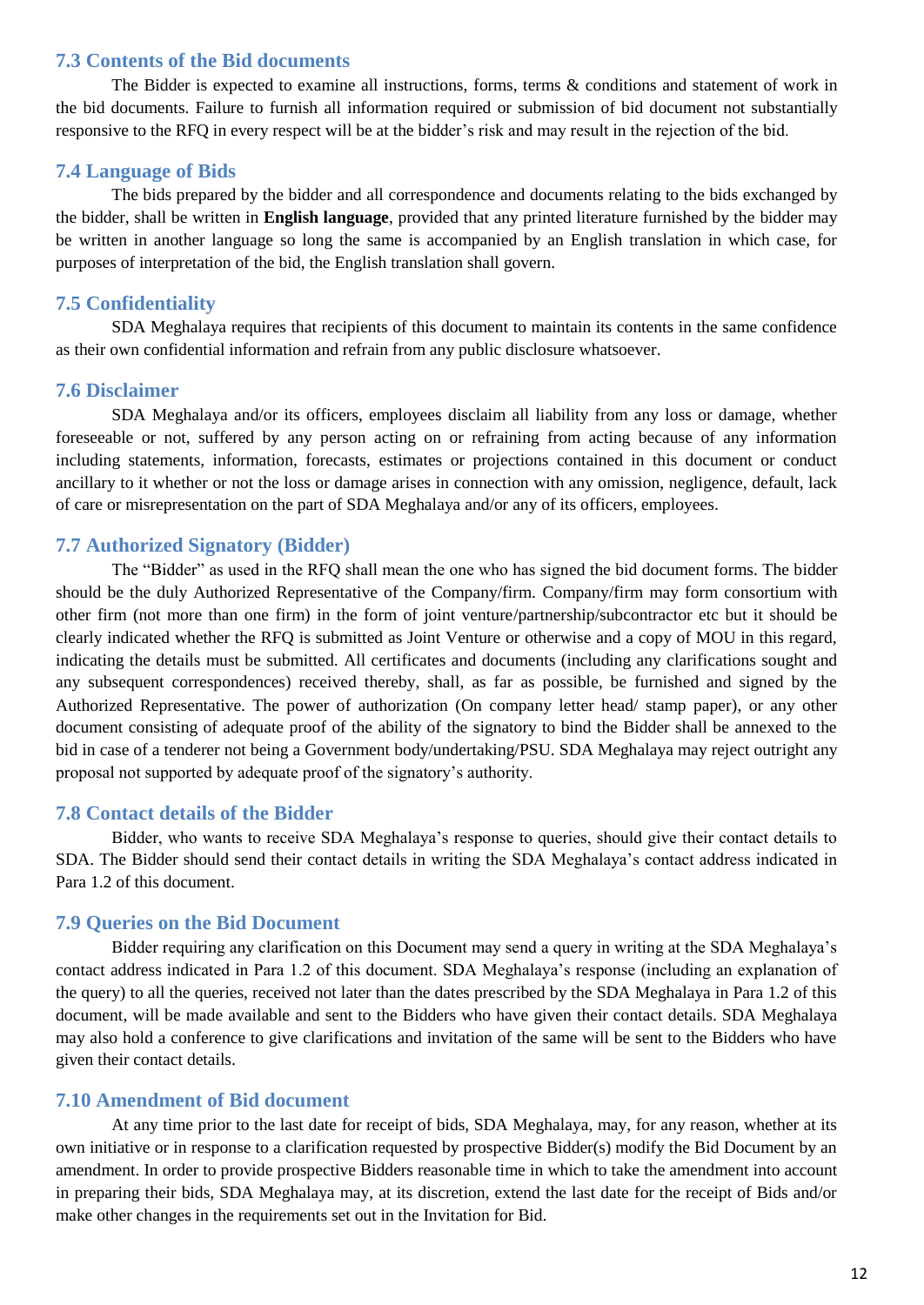### 7.3 Contents of the Bid documents

The Bidder is expected to examine all instructions, forms, terms & conditions and statement of work in the bid documents. Failure to furnish all information required or submission of bid document not substantially responsive to the RFQ in every respect will be at the bidder's risk and may result in the rejection of the bid.

### 7.4 Language of Bids

The bids prepared by the bidder and all correspondence and documents relating to the bids exchanged by the bidder, shall be written in **English language**, provided that any printed literature furnished by the bidder may be written in another language so long the same is accompanied by an English translation in which case, for purposes of interpretation of the bid, the English translation shall govern.

### 7.5 Confidentiality

SDA Meghalaya requires that recipients of this document to maintain its contents in the same confidence as their own confidential information and refrain from any public disclosure whatsoever.

### 7.6 Disclaimer

SDA Meghalaya and/or its officers, employees disclaim all liability from any loss or damage, whether foreseeable or not, suffered by any person acting on or refraining from acting because of any information including statements, information, forecasts, estimates or projections contained in this document or conduct ancillary to it whether or not the loss or damage arises in connection with any omission, negligence, default, lack of care or misrepresentation on the part of SDA Meghalaya and/or any of its officers, employees.

### 7.7 Authorized Signatory (Bidder)

The "Bidder" as used in the RFQ shall mean the one who has signed the bid document forms. The bidder should be the duly Authorized Representative of the Company/firm. Company/firm may form consortium with other firm (not more than one firm) in the form of joint venture/partnership/subcontractor etc but it should be clearly indicated whether the RFQ is submitted as Joint Venture or otherwise and a copy of MOU in this regard, indicating the details must be submitted. All certificates and documents (including any clarifications sought and any subsequent correspondences) received thereby, shall, as far as possible, be furnished and signed by the Authorized Representative. The power of authorization (On company letter head/ stamp paper), or any other document consisting of adequate proof of the ability of the signatory to bind the Bidder shall be annexed to the bid in case of a tenderer not being a Government body/undertaking/PSU. SDA Meghalaya may reject outright any proposal not supported by adequate proof of the signatory's authority.

### 7.8 Contact details of the Bidder

Bidder, who wants to receive SDA Meghalaya's response to queries, should give their contact details to SDA. The Bidder should send their contact details in writing the SDA Meghalaya's contact address indicated in Para 1.2 of this document.

### 7.9 Queries on the Bid Document

Bidder requiring any clarification on this Document may send a query in writing at the SDA Meghalaya's contact address indicated in Para 1.2 of this document. SDA Meghalaya's response (including an explanation of the query) to all the queries, received not later than the dates prescribed by the SDA Meghalaya in Para 1.2 of this document, will be made available and sent to the Bidders who have given their contact details. SDA Meghalaya may also hold a conference to give clarifications and invitation of the same will be sent to the Bidders who have given their contact details.

### 7.10 Amendment of Bid document

At any time prior to the last date for receipt of bids, SDA Meghalaya, may, for any reason, whether at its own initiative or in response to a clarification requested by prospective Bidder(s) modify the Bid Document by an amendment. In order to provide prospective Bidders reasonable time in which to take the amendment into account in preparing their bids, SDA Meghalaya may, at its discretion, extend the last date for the receipt of Bids and/or make other changes in the requirements set out in the Invitation for Bid.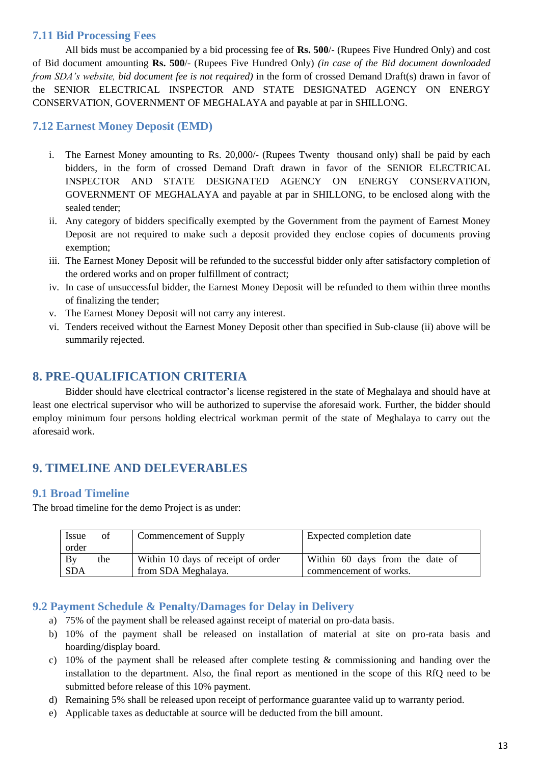### 7.11 Bid Processing Fees

All bids must be accompanied by a bid processing fee of **Rs. 500**/- (Rupees Five Hundred Only) and cost of Bid document amounting **Rs. 500**/- (Rupees Five Hundred Only) *(in case of the Bid document downloaded from SDA's website, bid document fee is not required)* in the form of crossed Demand Draft(s) drawn in favor of the SENIOR ELECTRICAL INSPECTOR AND STATE DESIGNATED AGENCY ON ENERGY CONSERVATION, GOVERNMENT OF MEGHALAYA and payable at par in SHILLONG.

### 7.12 Earnest Money Deposit (EMD)

i. The Earnest Money amounting to Rs. 20,000/- (Rupees Twenty thousand only) shall be paid by each bidders, in the form of crossed Demand Draft drawn in favor of the SENIOR ELECTRICAL INSPECTOR AND STATE DESIGNATED AGENCY ON ENERGY CONSERVATION, GOVERNMENT OF MEGHALAYA and payable at par in SHILLONG, to be enclosed along with the sealed tender;
ii. Any category of bidders specifically exempted by the Government from the payment of Earnest Money Deposit are not required to make such a deposit provided they enclose copies of documents proving exemption;
iii. The Earnest Money Deposit will be refunded to the successful bidder only after satisfactory completion of the ordered works and on proper fulfillment of contract;
iv. In case of unsuccessful bidder, the Earnest Money Deposit will be refunded to them within three months of finalizing the tender;
v. The Earnest Money Deposit will not carry any interest.
vi. Tenders received without the Earnest Money Deposit other than specified in Sub-clause (ii) above will be summarily rejected.

## 8. PRE-QUALIFICATION CRITERIA

Bidder should have electrical contractor's license registered in the state of Meghalaya and should have at least one electrical supervisor who will be authorized to supervise the aforesaid work. Further, the bidder should employ minimum four persons holding electrical workman permit of the state of Meghalaya to carry out the aforesaid work.

## 9. TIMELINE AND DELEVERABLES

### 9.1 Broad Timeline

The broad timeline for the demo Project is as under:

| Issue of order | Commencement of Supply | Expected completion date |
|---|---|---|
| By the SDA | Within 10 days of receipt of order from SDA Meghalaya. | Within 60 days from the date of commencement of works. |

### 9.2 Payment Schedule & Penalty/Damages for Delay in Delivery

a) 75% of the payment shall be released against receipt of material on pro-data basis.
b) 10% of the payment shall be released on installation of material at site on pro-rata basis and hoarding/display board.
c) 10% of the payment shall be released after complete testing & commissioning and handing over the installation to the department. Also, the final report as mentioned in the scope of this RfQ need to be submitted before release of this 10% payment.
d) Remaining 5% shall be released upon receipt of performance guarantee valid up to warranty period.
e) Applicable taxes as deductable at source will be deducted from the bill amount.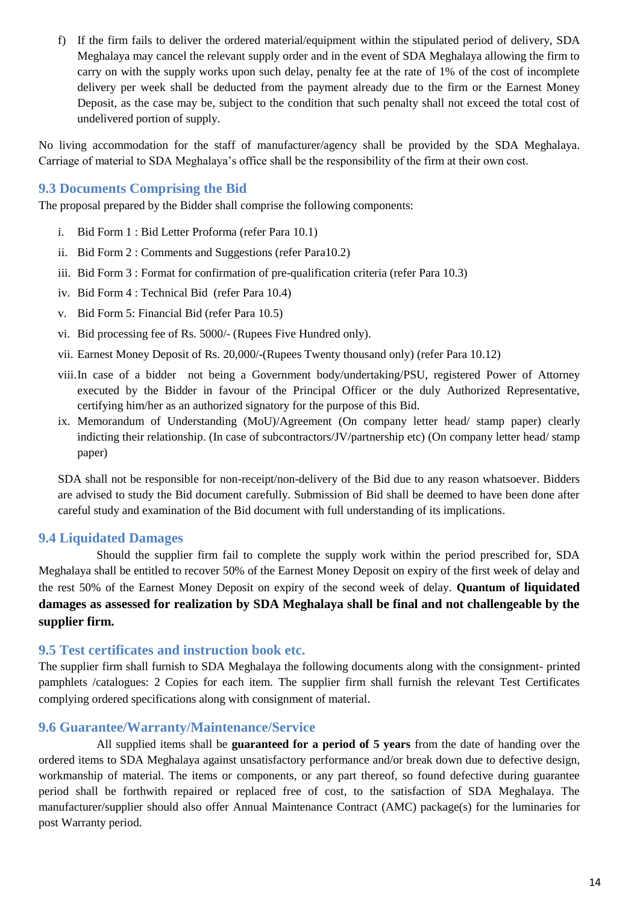f) If the firm fails to deliver the ordered material/equipment within the stipulated period of delivery, SDA Meghalaya may cancel the relevant supply order and in the event of SDA Meghalaya allowing the firm to carry on with the supply works upon such delay, penalty fee at the rate of 1% of the cost of incomplete delivery per week shall be deducted from the payment already due to the firm or the Earnest Money Deposit, as the case may be, subject to the condition that such penalty shall not exceed the total cost of undelivered portion of supply.

No living accommodation for the staff of manufacturer/agency shall be provided by the SDA Meghalaya. Carriage of material to SDA Meghalaya's office shall be the responsibility of the firm at their own cost.

## 9.3 Documents Comprising the Bid

The proposal prepared by the Bidder shall comprise the following components:

i. Bid Form 1 : Bid Letter Proforma (refer Para 10.1)

ii. Bid Form 2 : Comments and Suggestions (refer Para10.2)

iii. Bid Form 3 : Format for confirmation of pre-qualification criteria (refer Para 10.3)

iv. Bid Form 4 : Technical Bid (refer Para 10.4)

v. Bid Form 5: Financial Bid (refer Para 10.5)

vi. Bid processing fee of Rs. 5000/- (Rupees Five Hundred only).

vii. Earnest Money Deposit of Rs. 20,000/-(Rupees Twenty thousand only) (refer Para 10.12)

viii. In case of a bidder not being a Government body/undertaking/PSU, registered Power of Attorney executed by the Bidder in favour of the Principal Officer or the duly Authorized Representative, certifying him/her as an authorized signatory for the purpose of this Bid.

ix. Memorandum of Understanding (MoU)/Agreement (On company letter head/ stamp paper) clearly indicting their relationship. (In case of subcontractors/JV/partnership etc) (On company letter head/ stamp paper)

SDA shall not be responsible for non-receipt/non-delivery of the Bid due to any reason whatsoever. Bidders are advised to study the Bid document carefully. Submission of Bid shall be deemed to have been done after careful study and examination of the Bid document with full understanding of its implications.

## 9.4 Liquidated Damages

Should the supplier firm fail to complete the supply work within the period prescribed for, SDA Meghalaya shall be entitled to recover 50% of the Earnest Money Deposit on expiry of the first week of delay and the rest 50% of the Earnest Money Deposit on expiry of the second week of delay. **Quantum of liquidated damages as assessed for realization by SDA Meghalaya shall be final and not challengeable by the supplier firm.**

## 9.5 Test certificates and instruction book etc.

The supplier firm shall furnish to SDA Meghalaya the following documents along with the consignment- printed pamphlets /catalogues: 2 Copies for each item. The supplier firm shall furnish the relevant Test Certificates complying ordered specifications along with consignment of material.

## 9.6 Guarantee/Warranty/Maintenance/Service

All supplied items shall be **guaranteed for a period of 5 years** from the date of handing over the ordered items to SDA Meghalaya against unsatisfactory performance and/or break down due to defective design, workmanship of material. The items or components, or any part thereof, so found defective during guarantee period shall be forthwith repaired or replaced free of cost, to the satisfaction of SDA Meghalaya. The manufacturer/supplier should also offer Annual Maintenance Contract (AMC) package(s) for the luminaries for post Warranty period.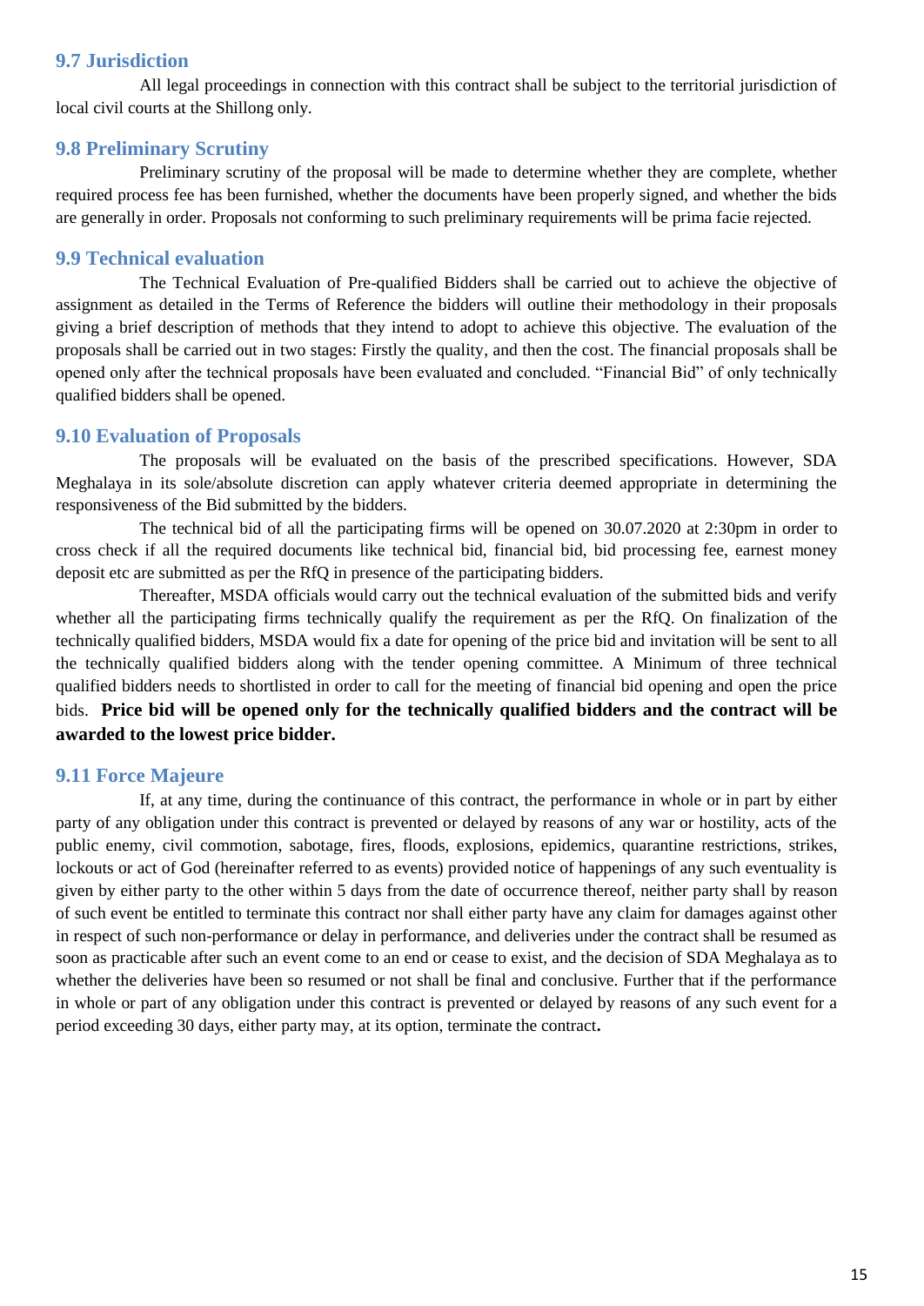## 9.7 Jurisdiction

All legal proceedings in connection with this contract shall be subject to the territorial jurisdiction of local civil courts at the Shillong only.

## 9.8 Preliminary Scrutiny

Preliminary scrutiny of the proposal will be made to determine whether they are complete, whether required process fee has been furnished, whether the documents have been properly signed, and whether the bids are generally in order. Proposals not conforming to such preliminary requirements will be prima facie rejected.

## 9.9 Technical evaluation

The Technical Evaluation of Pre-qualified Bidders shall be carried out to achieve the objective of assignment as detailed in the Terms of Reference the bidders will outline their methodology in their proposals giving a brief description of methods that they intend to adopt to achieve this objective. The evaluation of the proposals shall be carried out in two stages: Firstly the quality, and then the cost. The financial proposals shall be opened only after the technical proposals have been evaluated and concluded. "Financial Bid" of only technically qualified bidders shall be opened.

## 9.10 Evaluation of Proposals

The proposals will be evaluated on the basis of the prescribed specifications. However, SDA Meghalaya in its sole/absolute discretion can apply whatever criteria deemed appropriate in determining the responsiveness of the Bid submitted by the bidders.

The technical bid of all the participating firms will be opened on 30.07.2020 at 2:30pm in order to cross check if all the required documents like technical bid, financial bid, bid processing fee, earnest money deposit etc are submitted as per the RfQ in presence of the participating bidders.

Thereafter, MSDA officials would carry out the technical evaluation of the submitted bids and verify whether all the participating firms technically qualify the requirement as per the RfQ. On finalization of the technically qualified bidders, MSDA would fix a date for opening of the price bid and invitation will be sent to all the technically qualified bidders along with the tender opening committee. A Minimum of three technical qualified bidders needs to shortlisted in order to call for the meeting of financial bid opening and open the price bids. **Price bid will be opened only for the technically qualified bidders and the contract will be awarded to the lowest price bidder.**

## 9.11 Force Majeure

If, at any time, during the continuance of this contract, the performance in whole or in part by either party of any obligation under this contract is prevented or delayed by reasons of any war or hostility, acts of the public enemy, civil commotion, sabotage, fires, floods, explosions, epidemics, quarantine restrictions, strikes, lockouts or act of God (hereinafter referred to as events) provided notice of happenings of any such eventuality is given by either party to the other within 5 days from the date of occurrence thereof, neither party shall by reason of such event be entitled to terminate this contract nor shall either party have any claim for damages against other in respect of such non-performance or delay in performance, and deliveries under the contract shall be resumed as soon as practicable after such an event come to an end or cease to exist, and the decision of SDA Meghalaya as to whether the deliveries have been so resumed or not shall be final and conclusive. Further that if the performance in whole or part of any obligation under this contract is prevented or delayed by reasons of any such event for a period exceeding 30 days, either party may, at its option, terminate the contract.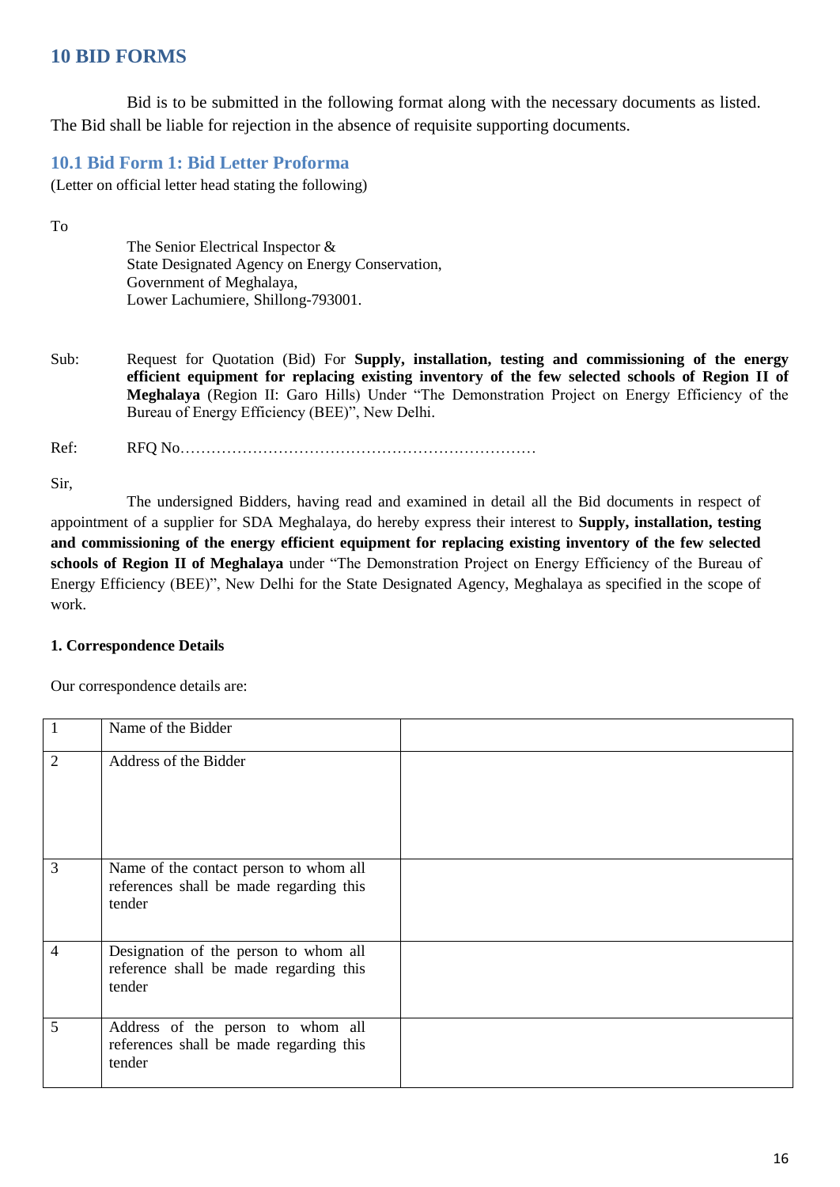## 10 BID FORMS

Bid is to be submitted in the following format along with the necessary documents as listed. The Bid shall be liable for rejection in the absence of requisite supporting documents.

### 10.1 Bid Form 1: Bid Letter Proforma

(Letter on official letter head stating the following)

To

The Senior Electrical Inspector &
State Designated Agency on Energy Conservation,
Government of Meghalaya,
Lower Lachumiere, Shillong-793001.

Sub: Request for Quotation (Bid) For **Supply, installation, testing and commissioning of the energy efficient equipment for replacing existing inventory of the few selected schools of Region II of Meghalaya** (Region II: Garo Hills) Under "The Demonstration Project on Energy Efficiency of the Bureau of Energy Efficiency (BEE)", New Delhi.

Ref: RFQ No……………………………………………………………

Sir,

The undersigned Bidders, having read and examined in detail all the Bid documents in respect of appointment of a supplier for SDA Meghalaya, do hereby express their interest to **Supply, installation, testing and commissioning of the energy efficient equipment for replacing existing inventory of the few selected schools of Region II of Meghalaya** under "The Demonstration Project on Energy Efficiency of the Bureau of Energy Efficiency (BEE)", New Delhi for the State Designated Agency, Meghalaya as specified in the scope of work.

**1. Correspondence Details**

Our correspondence details are:

| | | |
|---|---|---|
| 1 | Name of the Bidder | |
| 2 | Address of the Bidder | |
| 3 | Name of the contact person to whom all references shall be made regarding this tender | |
| 4 | Designation of the person to whom all reference shall be made regarding this tender | |
| 5 | Address of the person to whom all references shall be made regarding this tender | |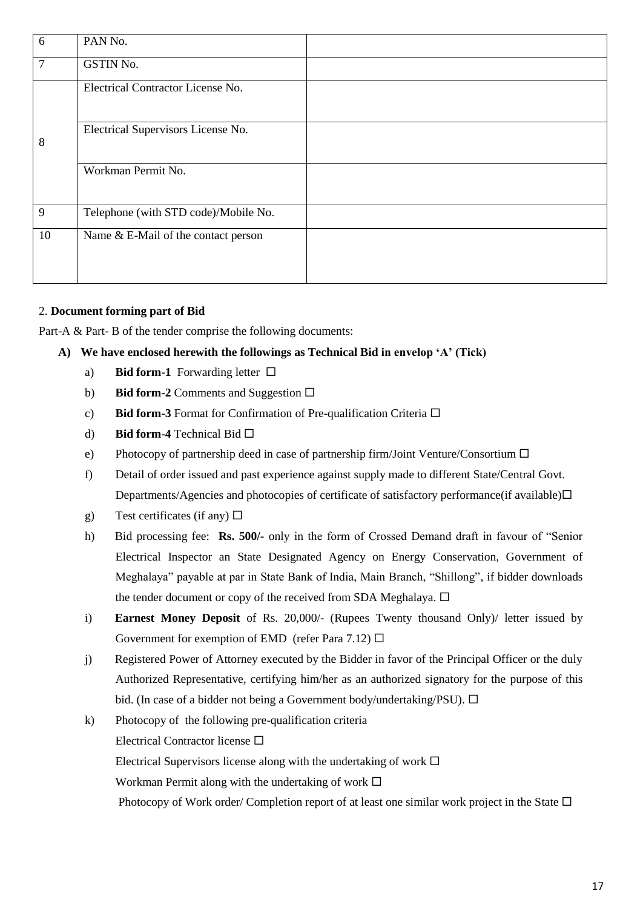| 6 | PAN No. | |
|---|---|---|
| 7 | GSTIN No. | |
| 8 | Electrical Contractor License No. | |
| | Electrical Supervisors License No. | |
| | Workman Permit No. | |
| 9 | Telephone (with STD code)/Mobile No. | |
| 10 | Name & E-Mail of the contact person | |

2. **Document forming part of Bid**

Part-A & Part- B of the tender comprise the following documents:

**A) We have enclosed herewith the followings as Technical Bid in envelop 'A' (Tick)**

a) **Bid form-1** Forwarding letter ☐

b) **Bid form-2** Comments and Suggestion ☐

c) **Bid form-3** Format for Confirmation of Pre-qualification Criteria ☐

d) **Bid form-4** Technical Bid ☐

e) Photocopy of partnership deed in case of partnership firm/Joint Venture/Consortium ☐

f) Detail of order issued and past experience against supply made to different State/Central Govt. Departments/Agencies and photocopies of certificate of satisfactory performance(if available)☐

g) Test certificates (if any) ☐

h) Bid processing fee: **Rs. 500/-** only in the form of Crossed Demand draft in favour of "Senior Electrical Inspector an State Designated Agency on Energy Conservation, Government of Meghalaya" payable at par in State Bank of India, Main Branch, "Shillong", if bidder downloads the tender document or copy of the received from SDA Meghalaya. ☐

i) **Earnest Money Deposit** of Rs. 20,000/- (Rupees Twenty thousand Only)/ letter issued by Government for exemption of EMD (refer Para 7.12) ☐

j) Registered Power of Attorney executed by the Bidder in favor of the Principal Officer or the duly Authorized Representative, certifying him/her as an authorized signatory for the purpose of this bid. (In case of a bidder not being a Government body/undertaking/PSU). ☐

k) Photocopy of the following pre-qualification criteria

Electrical Contractor license ☐

Electrical Supervisors license along with the undertaking of work ☐

Workman Permit along with the undertaking of work ☐

Photocopy of Work order/ Completion report of at least one similar work project in the State ☐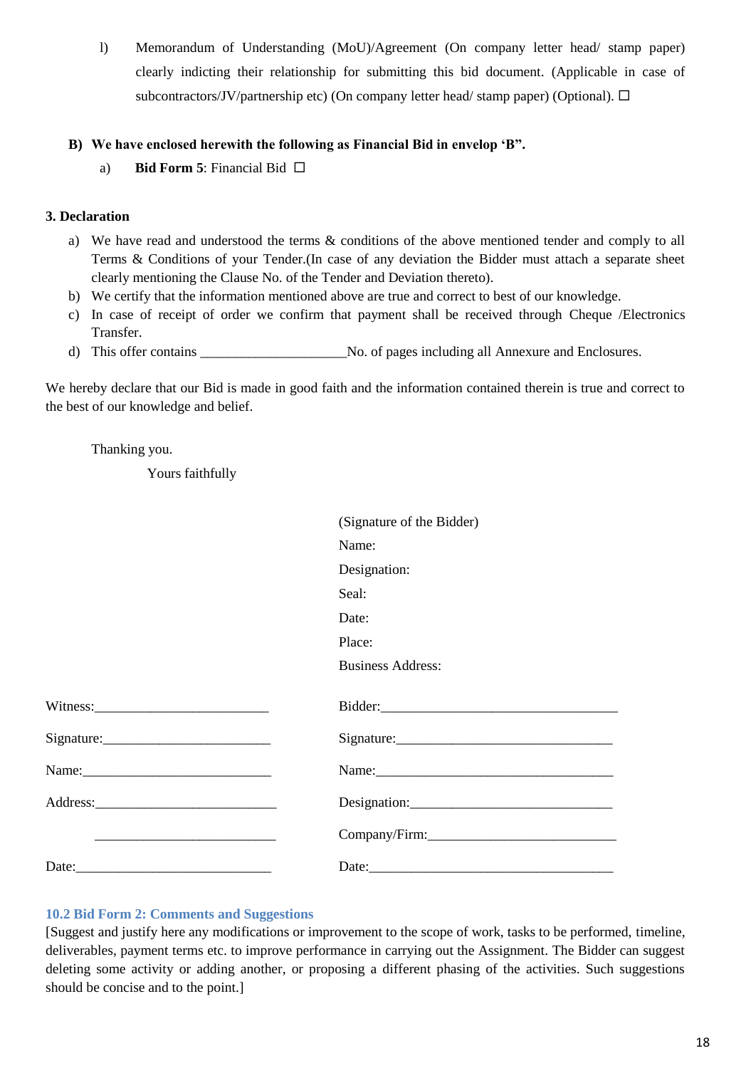l) Memorandum of Understanding (MoU)/Agreement (On company letter head/ stamp paper) clearly indicting their relationship for submitting this bid document. (Applicable in case of subcontractors/JV/partnership etc) (On company letter head/ stamp paper) (Optional). ☐

**B) We have enclosed herewith the following as Financial Bid in envelop 'B".**

a) **Bid Form 5**: Financial Bid ☐

**3. Declaration**

a) We have read and understood the terms & conditions of the above mentioned tender and comply to all Terms & Conditions of your Tender.(In case of any deviation the Bidder must attach a separate sheet clearly mentioning the Clause No. of the Tender and Deviation thereto).

b) We certify that the information mentioned above are true and correct to best of our knowledge.

c) In case of receipt of order we confirm that payment shall be received through Cheque /Electronics Transfer.

d) This offer contains ____________________No. of pages including all Annexure and Enclosures.

We hereby declare that our Bid is made in good faith and the information contained therein is true and correct to the best of our knowledge and belief.

Thanking you.

Yours faithfully

(Signature of the Bidder)

Name:

Designation:

Seal:

Date:

Place:

Business Address:

| | |
|---|---|
| Witness:________________________ | Bidder:_________________________________ |
| Signature:_______________________ | Signature:______________________________ |
| Name:__________________________ | Name:_________________________________ |
| Address:_________________________ | Designation:_____________________________ |
| _________________________ | Company/Firm:__________________________ |
| Date:___________________________ | Date:__________________________________ |

## 10.2 Bid Form 2: Comments and Suggestions

[Suggest and justify here any modifications or improvement to the scope of work, tasks to be performed, timeline, deliverables, payment terms etc. to improve performance in carrying out the Assignment. The Bidder can suggest deleting some activity or adding another, or proposing a different phasing of the activities. Such suggestions should be concise and to the point.]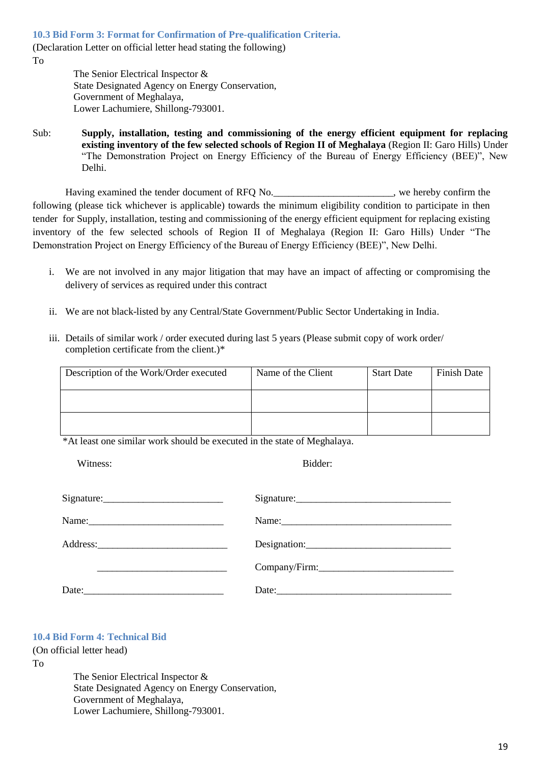### 10.3 Bid Form 3: Format for Confirmation of Pre-qualification Criteria.

(Declaration Letter on official letter head stating the following)

To

The Senior Electrical Inspector &
State Designated Agency on Energy Conservation,
Government of Meghalaya,
Lower Lachumiere, Shillong-793001.

Sub: **Supply, installation, testing and commissioning of the energy efficient equipment for replacing existing inventory of the few selected schools of Region II of Meghalaya** (Region II: Garo Hills) Under "The Demonstration Project on Energy Efficiency of the Bureau of Energy Efficiency (BEE)", New Delhi.

Having examined the tender document of RFQ No.________________________, we hereby confirm the following (please tick whichever is applicable) towards the minimum eligibility condition to participate in then tender for Supply, installation, testing and commissioning of the energy efficient equipment for replacing existing inventory of the few selected schools of Region II of Meghalaya (Region II: Garo Hills) Under "The Demonstration Project on Energy Efficiency of the Bureau of Energy Efficiency (BEE)", New Delhi.

i. We are not involved in any major litigation that may have an impact of affecting or compromising the delivery of services as required under this contract

ii. We are not black-listed by any Central/State Government/Public Sector Undertaking in India.

iii. Details of similar work / order executed during last 5 years (Please submit copy of work order/ completion certificate from the client.)*

| Description of the Work/Order executed | Name of the Client | Start Date | Finish Date |
|---|---|---|---|
| | | | |
| | | | |

*At least one similar work should be executed in the state of Meghalaya.

| Witness: | Bidder: |
|---|---|
| Signature:________________________ | Signature:_______________________________ |
| Name:___________________________ | Name:___________________________________ |
| Address:__________________________ | Designation:_____________________________ |
| __________________________ | Company/Firm:___________________________ |
| Date:____________________________ | Date:___________________________________ |

### 10.4 Bid Form 4: Technical Bid

(On official letter head)

To

The Senior Electrical Inspector &
State Designated Agency on Energy Conservation,
Government of Meghalaya,
Lower Lachumiere, Shillong-793001.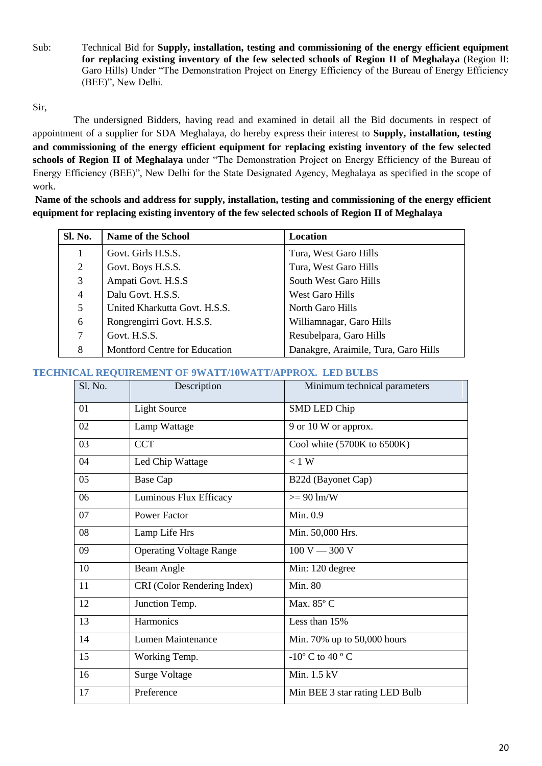Sub: Technical Bid for **Supply, installation, testing and commissioning of the energy efficient equipment for replacing existing inventory of the few selected schools of Region II of Meghalaya** (Region II: Garo Hills) Under "The Demonstration Project on Energy Efficiency of the Bureau of Energy Efficiency (BEE)", New Delhi.

Sir,

The undersigned Bidders, having read and examined in detail all the Bid documents in respect of appointment of a supplier for SDA Meghalaya, do hereby express their interest to **Supply, installation, testing and commissioning of the energy efficient equipment for replacing existing inventory of the few selected schools of Region II of Meghalaya** under "The Demonstration Project on Energy Efficiency of the Bureau of Energy Efficiency (BEE)", New Delhi for the State Designated Agency, Meghalaya as specified in the scope of work.

**Name of the schools and address for supply, installation, testing and commissioning of the energy efficient equipment for replacing existing inventory of the few selected schools of Region II of Meghalaya**

| Sl. No. | Name of the School | Location |
|---|---|---|
| 1 | Govt. Girls H.S.S. | Tura, West Garo Hills |
| 2 | Govt. Boys H.S.S. | Tura, West Garo Hills |
| 3 | Ampati Govt. H.S.S | South West Garo Hills |
| 4 | Dalu Govt. H.S.S. | West Garo Hills |
| 5 | United Kharkutta Govt. H.S.S. | North Garo Hills |
| 6 | Rongrengirri Govt. H.S.S. | Williamnagar, Garo Hills |
| 7 | Govt. H.S.S. | Resubelpara, Garo Hills |
| 8 | Montford Centre for Education | Danakgre, Araimile, Tura, Garo Hills |

## TECHNICAL REQUIREMENT OF 9WATT/10WATT/APPROX. LED BULBS

| Sl. No. | Description | Minimum technical parameters |
|---|---|---|
| 01 | Light Source | SMD LED Chip |
| 02 | Lamp Wattage | 9 or 10 W or approx. |
| 03 | CCT | Cool white (5700K to 6500K) |
| 04 | Led Chip Wattage | < 1 W |
| 05 | Base Cap | B22d (Bayonet Cap) |
| 06 | Luminous Flux Efficacy | >= 90 lm/W |
| 07 | Power Factor | Min. 0.9 |
| 08 | Lamp Life Hrs | Min. 50,000 Hrs. |
| 09 | Operating Voltage Range | 100 V — 300 V |
| 10 | Beam Angle | Min: 120 degree |
| 11 | CRI (Color Rendering Index) | Min. 80 |
| 12 | Junction Temp. | Max. 85º C |
| 13 | Harmonics | Less than 15% |
| 14 | Lumen Maintenance | Min. 70% up to 50,000 hours |
| 15 | Working Temp. | -10º C to 40 º C |
| 16 | Surge Voltage | Min. 1.5 kV |
| 17 | Preference | Min BEE 3 star rating LED Bulb |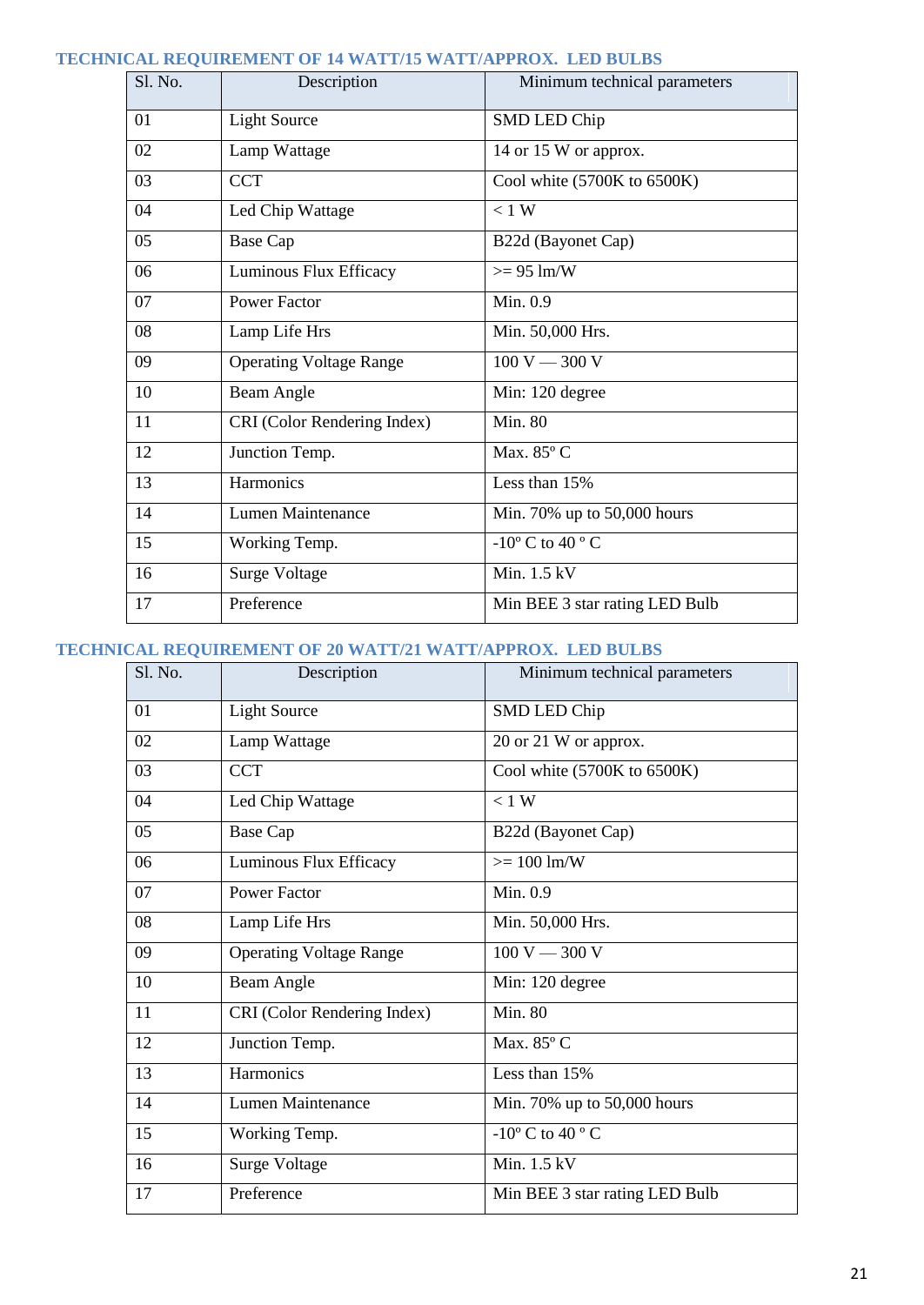### TECHNICAL REQUIREMENT OF 14 WATT/15 WATT/APPROX. LED BULBS

| Sl. No. | Description | Minimum technical parameters |
|---|---|---|
| 01 | Light Source | SMD LED Chip |
| 02 | Lamp Wattage | 14 or 15 W or approx. |
| 03 | CCT | Cool white (5700K to 6500K) |
| 04 | Led Chip Wattage | < 1 W |
| 05 | Base Cap | B22d (Bayonet Cap) |
| 06 | Luminous Flux Efficacy | >= 95 lm/W |
| 07 | Power Factor | Min. 0.9 |
| 08 | Lamp Life Hrs | Min. 50,000 Hrs. |
| 09 | Operating Voltage Range | 100 V — 300 V |
| 10 | Beam Angle | Min: 120 degree |
| 11 | CRI (Color Rendering Index) | Min. 80 |
| 12 | Junction Temp. | Max. 85º C |
| 13 | Harmonics | Less than 15% |
| 14 | Lumen Maintenance | Min. 70% up to 50,000 hours |
| 15 | Working Temp. | -10º C to 40 º C |
| 16 | Surge Voltage | Min. 1.5 kV |
| 17 | Preference | Min BEE 3 star rating LED Bulb |

### TECHNICAL REQUIREMENT OF 20 WATT/21 WATT/APPROX. LED BULBS

| Sl. No. | Description | Minimum technical parameters |
|---|---|---|
| 01 | Light Source | SMD LED Chip |
| 02 | Lamp Wattage | 20 or 21 W or approx. |
| 03 | CCT | Cool white (5700K to 6500K) |
| 04 | Led Chip Wattage | < 1 W |
| 05 | Base Cap | B22d (Bayonet Cap) |
| 06 | Luminous Flux Efficacy | >= 100 lm/W |
| 07 | Power Factor | Min. 0.9 |
| 08 | Lamp Life Hrs | Min. 50,000 Hrs. |
| 09 | Operating Voltage Range | 100 V — 300 V |
| 10 | Beam Angle | Min: 120 degree |
| 11 | CRI (Color Rendering Index) | Min. 80 |
| 12 | Junction Temp. | Max. 85º C |
| 13 | Harmonics | Less than 15% |
| 14 | Lumen Maintenance | Min. 70% up to 50,000 hours |
| 15 | Working Temp. | -10º C to 40 º C |
| 16 | Surge Voltage | Min. 1.5 kV |
| 17 | Preference | Min BEE 3 star rating LED Bulb |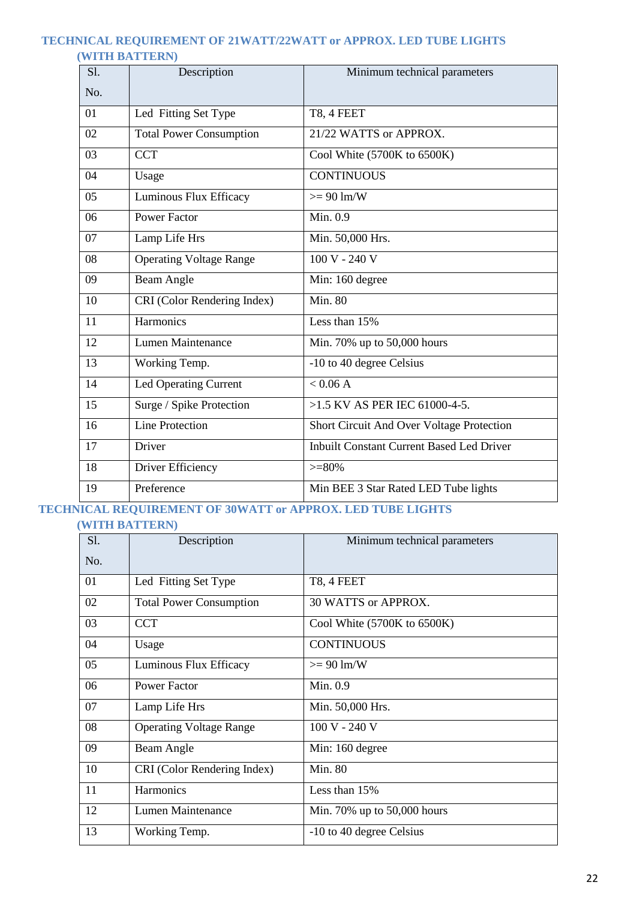## TECHNICAL REQUIREMENT OF 21WATT/22WATT or APPROX. LED TUBE LIGHTS (WITH BATTERN)

| Sl. No. | Description | Minimum technical parameters |
|---|---|---|
| 01 | Led Fitting Set Type | T8, 4 FEET |
| 02 | Total Power Consumption | 21/22 WATTS or APPROX. |
| 03 | CCT | Cool White (5700K to 6500K) |
| 04 | Usage | CONTINUOUS |
| 05 | Luminous Flux Efficacy | >= 90 lm/W |
| 06 | Power Factor | Min. 0.9 |
| 07 | Lamp Life Hrs | Min. 50,000 Hrs. |
| 08 | Operating Voltage Range | 100 V - 240 V |
| 09 | Beam Angle | Min: 160 degree |
| 10 | CRI (Color Rendering Index) | Min. 80 |
| 11 | Harmonics | Less than 15% |
| 12 | Lumen Maintenance | Min. 70% up to 50,000 hours |
| 13 | Working Temp. | -10 to 40 degree Celsius |
| 14 | Led Operating Current | < 0.06 A |
| 15 | Surge / Spike Protection | >1.5 KV AS PER IEC 61000-4-5. |
| 16 | Line Protection | Short Circuit And Over Voltage Protection |
| 17 | Driver | Inbuilt Constant Current Based Led Driver |
| 18 | Driver Efficiency | >=80% |
| 19 | Preference | Min BEE 3 Star Rated LED Tube lights |

## TECHNICAL REQUIREMENT OF 30WATT or APPROX. LED TUBE LIGHTS (WITH BATTERN)

| Sl. No. | Description | Minimum technical parameters |
|---|---|---|
| 01 | Led Fitting Set Type | T8, 4 FEET |
| 02 | Total Power Consumption | 30 WATTS or APPROX. |
| 03 | CCT | Cool White (5700K to 6500K) |
| 04 | Usage | CONTINUOUS |
| 05 | Luminous Flux Efficacy | >= 90 lm/W |
| 06 | Power Factor | Min. 0.9 |
| 07 | Lamp Life Hrs | Min. 50,000 Hrs. |
| 08 | Operating Voltage Range | 100 V - 240 V |
| 09 | Beam Angle | Min: 160 degree |
| 10 | CRI (Color Rendering Index) | Min. 80 |
| 11 | Harmonics | Less than 15% |
| 12 | Lumen Maintenance | Min. 70% up to 50,000 hours |
| 13 | Working Temp. | -10 to 40 degree Celsius |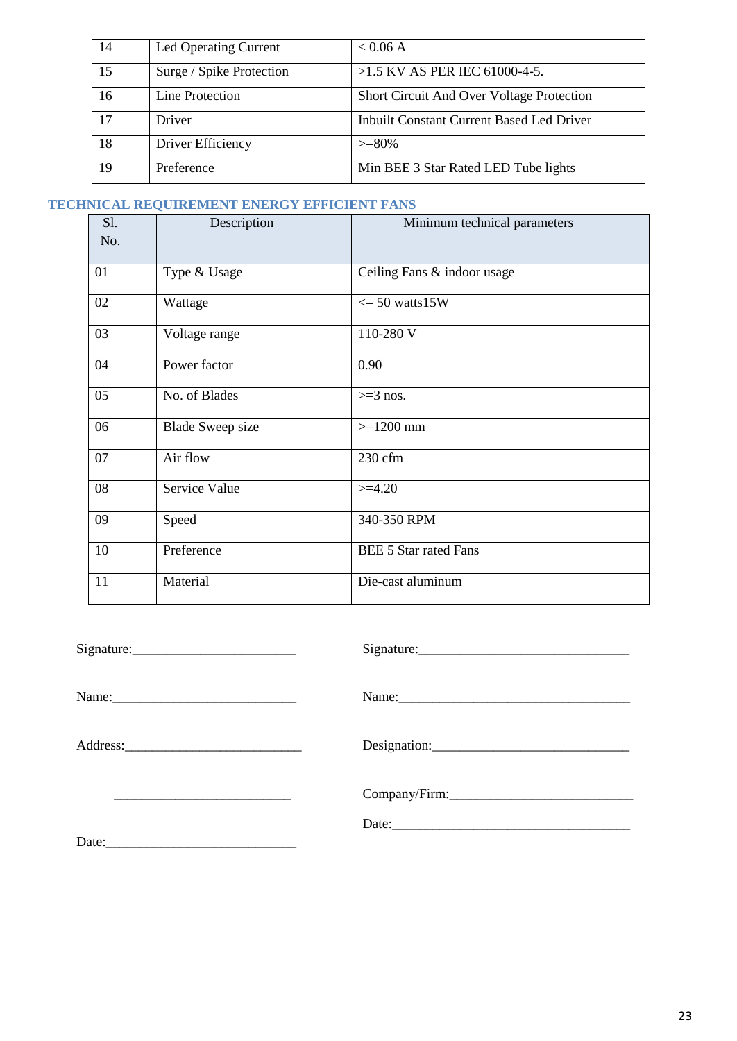| 14 | Led Operating Current | < 0.06 A |
|---|---|---|
| 15 | Surge / Spike Protection | >1.5 KV AS PER IEC 61000-4-5. |
| 16 | Line Protection | Short Circuit And Over Voltage Protection |
| 17 | Driver | Inbuilt Constant Current Based Led Driver |
| 18 | Driver Efficiency | >=80% |
| 19 | Preference | Min BEE 3 Star Rated LED Tube lights |

## TECHNICAL REQUIREMENT ENERGY EFFICIENT FANS

| Sl. No. | Description | Minimum technical parameters |
|---|---|---|
| 01 | Type & Usage | Ceiling Fans & indoor usage |
| 02 | Wattage | <= 50 watts15W |
| 03 | Voltage range | 110-280 V |
| 04 | Power factor | 0.90 |
| 05 | No. of Blades | >=3 nos. |
| 06 | Blade Sweep size | >=1200 mm |
| 07 | Air flow | 230 cfm |
| 08 | Service Value | >=4.20 |
| 09 | Speed | 340-350 RPM |
| 10 | Preference | BEE 5 Star rated Fans |
| 11 | Material | Die-cast aluminum |

Signature:________________________

Name:___________________________

Address:__________________________

__________________________

Date:____________________________

Signature:_______________________________

Name:___________________________________

Designation:_____________________________

Company/Firm:___________________________

Date:___________________________________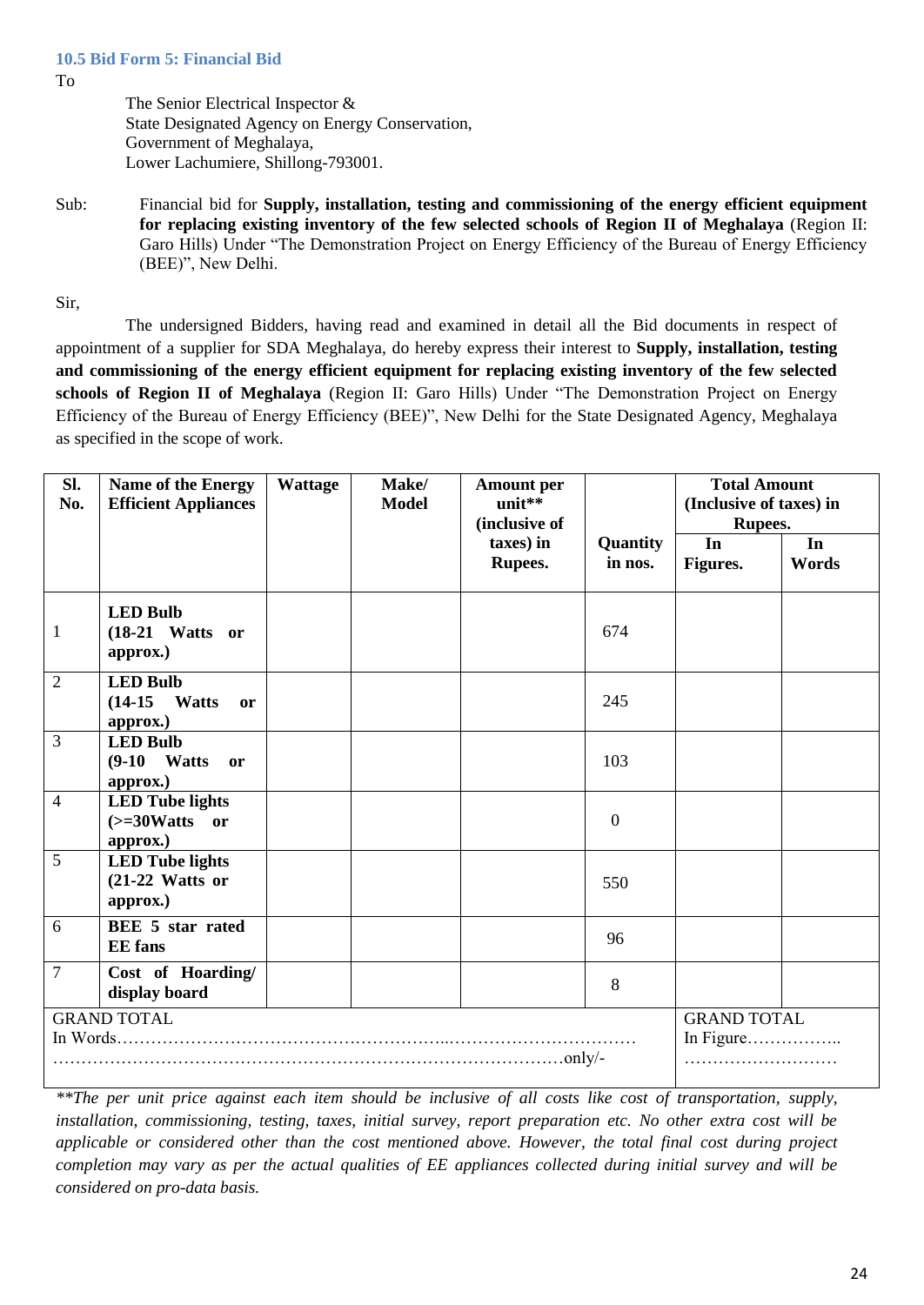### 10.5 Bid Form 5: Financial Bid

To

The Senior Electrical Inspector &
State Designated Agency on Energy Conservation,
Government of Meghalaya,
Lower Lachumiere, Shillong-793001.

Sub: Financial bid for **Supply, installation, testing and commissioning of the energy efficient equipment for replacing existing inventory of the few selected schools of Region II of Meghalaya** (Region II: Garo Hills) Under "The Demonstration Project on Energy Efficiency of the Bureau of Energy Efficiency (BEE)", New Delhi.

Sir,

The undersigned Bidders, having read and examined in detail all the Bid documents in respect of appointment of a supplier for SDA Meghalaya, do hereby express their interest to **Supply, installation, testing and commissioning of the energy efficient equipment for replacing existing inventory of the few selected schools of Region II of Meghalaya** (Region II: Garo Hills) Under "The Demonstration Project on Energy Efficiency of the Bureau of Energy Efficiency (BEE)", New Delhi for the State Designated Agency, Meghalaya as specified in the scope of work.

| Sl. No. | Name of the Energy Efficient Appliances | Wattage | Make/ Model | Amount per unit** (inclusive of taxes) in Rupees. | Quantity in nos. | Total Amount (Inclusive of taxes) in Rupees. | |
|---|---|---|---|---|---|---|---|
| | | | | | | In Figures. | In Words |
| 1 | **LED Bulb (18-21 Watts or approx.)** | | | | 674 | | |
| 2 | **LED Bulb (14-15 Watts or approx.)** | | | | 245 | | |
| 3 | **LED Bulb (9-10 Watts or approx.)** | | | | 103 | | |
| 4 | **LED Tube lights (>=30Watts or approx.)** | | | | 0 | | |
| 5 | **LED Tube lights (21-22 Watts or approx.)** | | | | 550 | | |
| 6 | **BEE 5 star rated EE fans** | | | | 96 | | |
| 7 | **Cost of Hoarding/ display board** | | | | 8 | | |
| GRAND TOTAL In Words…………………………………………………………………………………………………………………………………………only/- | | | | | | GRAND TOTAL In Figure……………….. ……………………… | |

*\*\*The per unit price against each item should be inclusive of all costs like cost of transportation, supply, installation, commissioning, testing, taxes, initial survey, report preparation etc. No other extra cost will be applicable or considered other than the cost mentioned above. However, the total final cost during project completion may vary as per the actual qualities of EE appliances collected during initial survey and will be considered on pro-data basis.*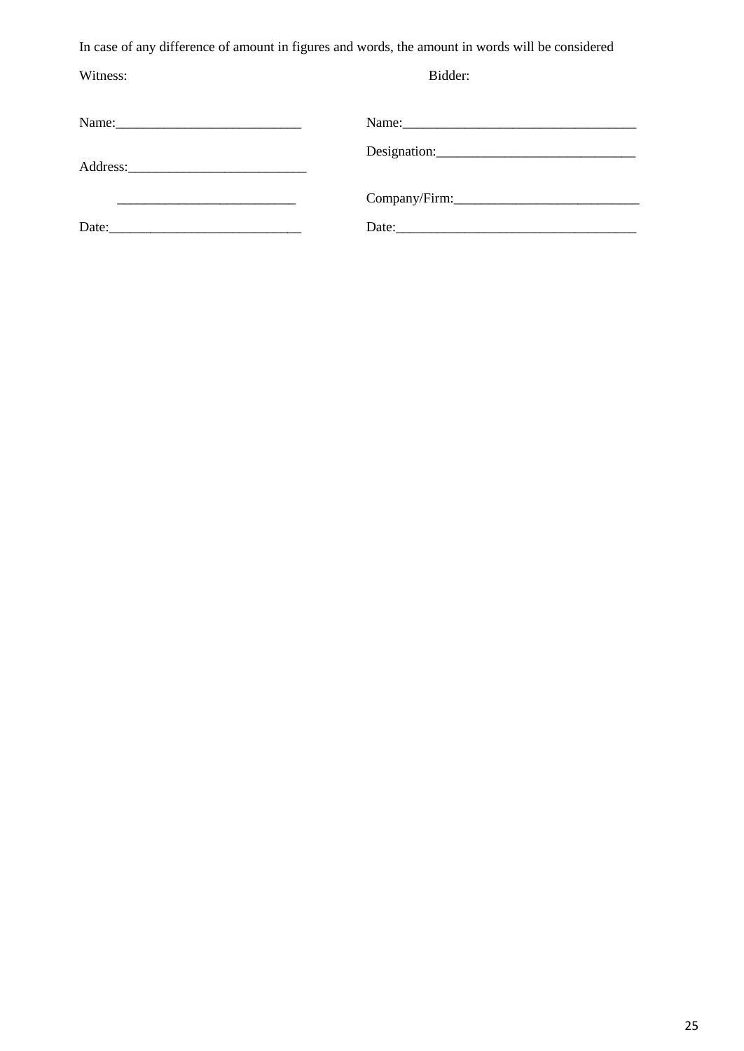In case of any difference of amount in figures and words, the amount in words will be considered

| Witness: | Bidder: |
|---|---|
| Name:___________________________ | Name:__________________________________ |
| Address:__________________________ | Designation:_____________________________ |
| __________________________ | Company/Firm:___________________________ |
| Date:____________________________ | Date:___________________________________ |